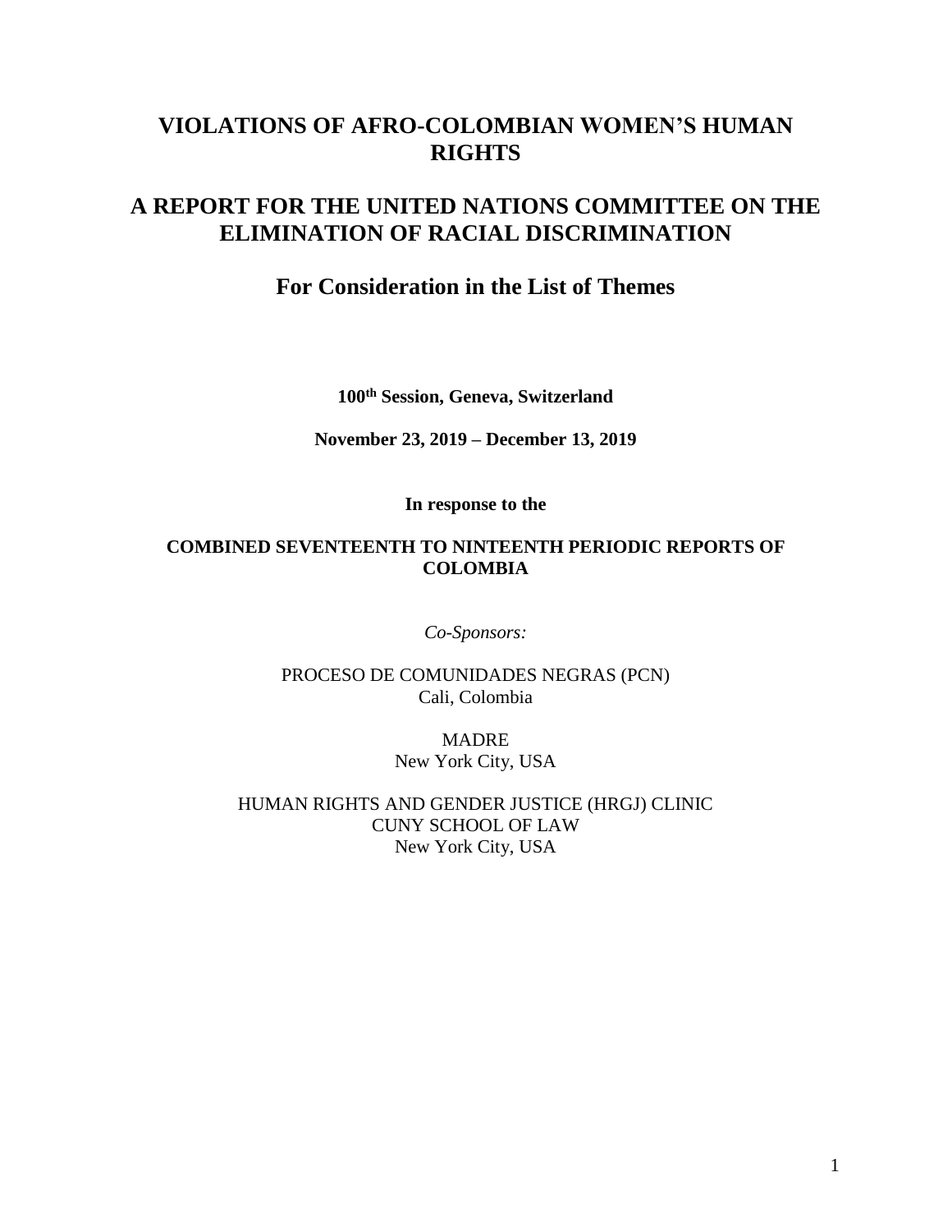# VIOLATIONS OF AFRO-COLOMBIAN WOMEN'S HUMAN RIGHTS

# A REPORT FOR THE UNITED NATIONS COMMITTEE ON THE ELIMINATION OF RACIAL DISCRIMINATION

## For Consideration in the List of Themes

**100th Session, Geneva, Switzerland**

**November 23, 2019 – December 13, 2019**

**In response to the**

**COMBINED SEVENTEENTH TO NINTEENTH PERIODIC REPORTS OF COLOMBIA**

*Co-Sponsors:*

PROCESO DE COMUNIDADES NEGRAS (PCN)
Cali, Colombia

MADRE
New York City, USA

HUMAN RIGHTS AND GENDER JUSTICE (HRGJ) CLINIC
CUNY SCHOOL OF LAW
New York City, USA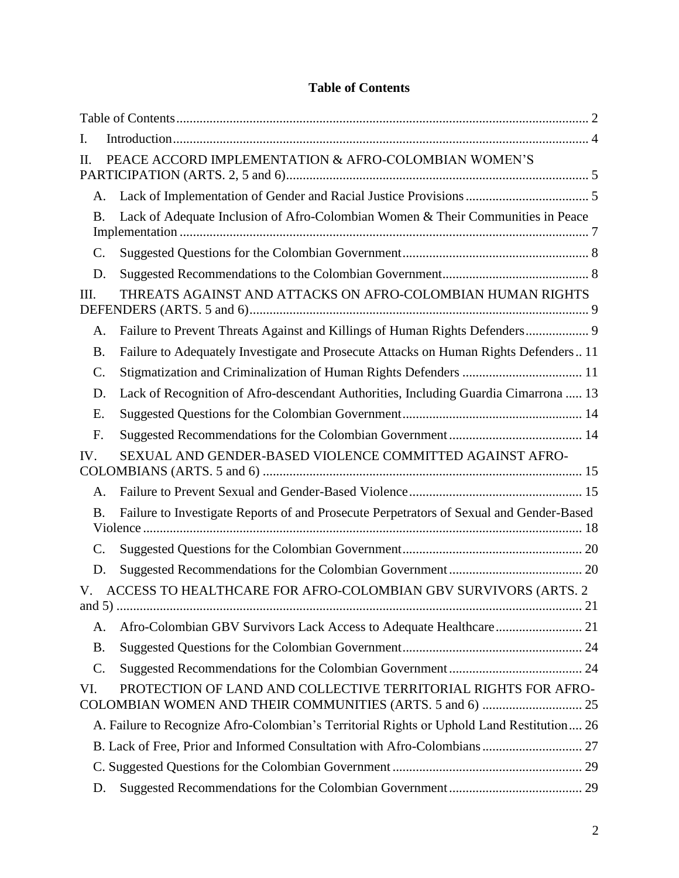# Table of Contents

Table of Contents ........ 2

I. Introduction ........ 4

II. PEACE ACCORD IMPLEMENTATION & AFRO-COLOMBIAN WOMEN'S PARTICIPATION (ARTS. 2, 5 and 6) ........ 5

- A. Lack of Implementation of Gender and Racial Justice Provisions ........ 5
- B. Lack of Adequate Inclusion of Afro-Colombian Women & Their Communities in Peace Implementation ........ 7
- C. Suggested Questions for the Colombian Government ........ 8
- D. Suggested Recommendations to the Colombian Government ........ 8

III. THREATS AGAINST AND ATTACKS ON AFRO-COLOMBIAN HUMAN RIGHTS DEFENDERS (ARTS. 5 and 6) ........ 9

- A. Failure to Prevent Threats Against and Killings of Human Rights Defenders ........ 9
- B. Failure to Adequately Investigate and Prosecute Attacks on Human Rights Defenders ........ 11
- C. Stigmatization and Criminalization of Human Rights Defenders ........ 11
- D. Lack of Recognition of Afro-descendant Authorities, Including Guardia Cimarrona ........ 13
- E. Suggested Questions for the Colombian Government ........ 14
- F. Suggested Recommendations for the Colombian Government ........ 14

IV. SEXUAL AND GENDER-BASED VIOLENCE COMMITTED AGAINST AFRO-COLOMBIANS (ARTS. 5 and 6) ........ 15

- A. Failure to Prevent Sexual and Gender-Based Violence ........ 15
- B. Failure to Investigate Reports of and Prosecute Perpetrators of Sexual and Gender-Based Violence ........ 18
- C. Suggested Questions for the Colombian Government ........ 20
- D. Suggested Recommendations for the Colombian Government ........ 20

V. ACCESS TO HEALTHCARE FOR AFRO-COLOMBIAN GBV SURVIVORS (ARTS. 2 and 5) ........ 21

- A. Afro-Colombian GBV Survivors Lack Access to Adequate Healthcare ........ 21
- B. Suggested Questions for the Colombian Government ........ 24
- C. Suggested Recommendations for the Colombian Government ........ 24

VI. PROTECTION OF LAND AND COLLECTIVE TERRITORIAL RIGHTS FOR AFRO-COLOMBIAN WOMEN AND THEIR COMMUNITIES (ARTS. 5 and 6) ........ 25

- A. Failure to Recognize Afro-Colombian's Territorial Rights or Uphold Land Restitution ........ 26
- B. Lack of Free, Prior and Informed Consultation with Afro-Colombians ........ 27
- C. Suggested Questions for the Colombian Government ........ 29
- D. Suggested Recommendations for the Colombian Government ........ 29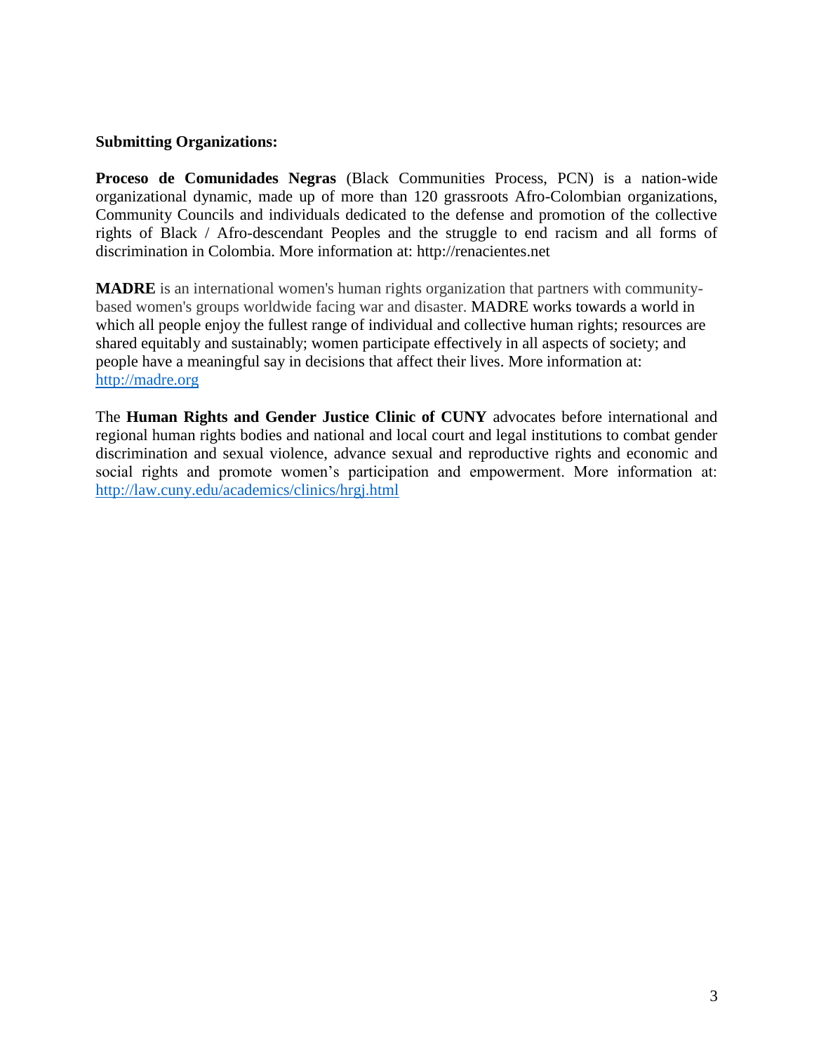**Submitting Organizations:**

**Proceso de Comunidades Negras** (Black Communities Process, PCN) is a nation-wide organizational dynamic, made up of more than 120 grassroots Afro-Colombian organizations, Community Councils and individuals dedicated to the defense and promotion of the collective rights of Black / Afro-descendant Peoples and the struggle to end racism and all forms of discrimination in Colombia. More information at: http://renacientes.net

**MADRE** is an international women's human rights organization that partners with community-based women's groups worldwide facing war and disaster. MADRE works towards a world in which all people enjoy the fullest range of individual and collective human rights; resources are shared equitably and sustainably; women participate effectively in all aspects of society; and people have a meaningful say in decisions that affect their lives. More information at: http://madre.org

The **Human Rights and Gender Justice Clinic of CUNY** advocates before international and regional human rights bodies and national and local court and legal institutions to combat gender discrimination and sexual violence, advance sexual and reproductive rights and economic and social rights and promote women's participation and empowerment. More information at: http://law.cuny.edu/academics/clinics/hrgj.html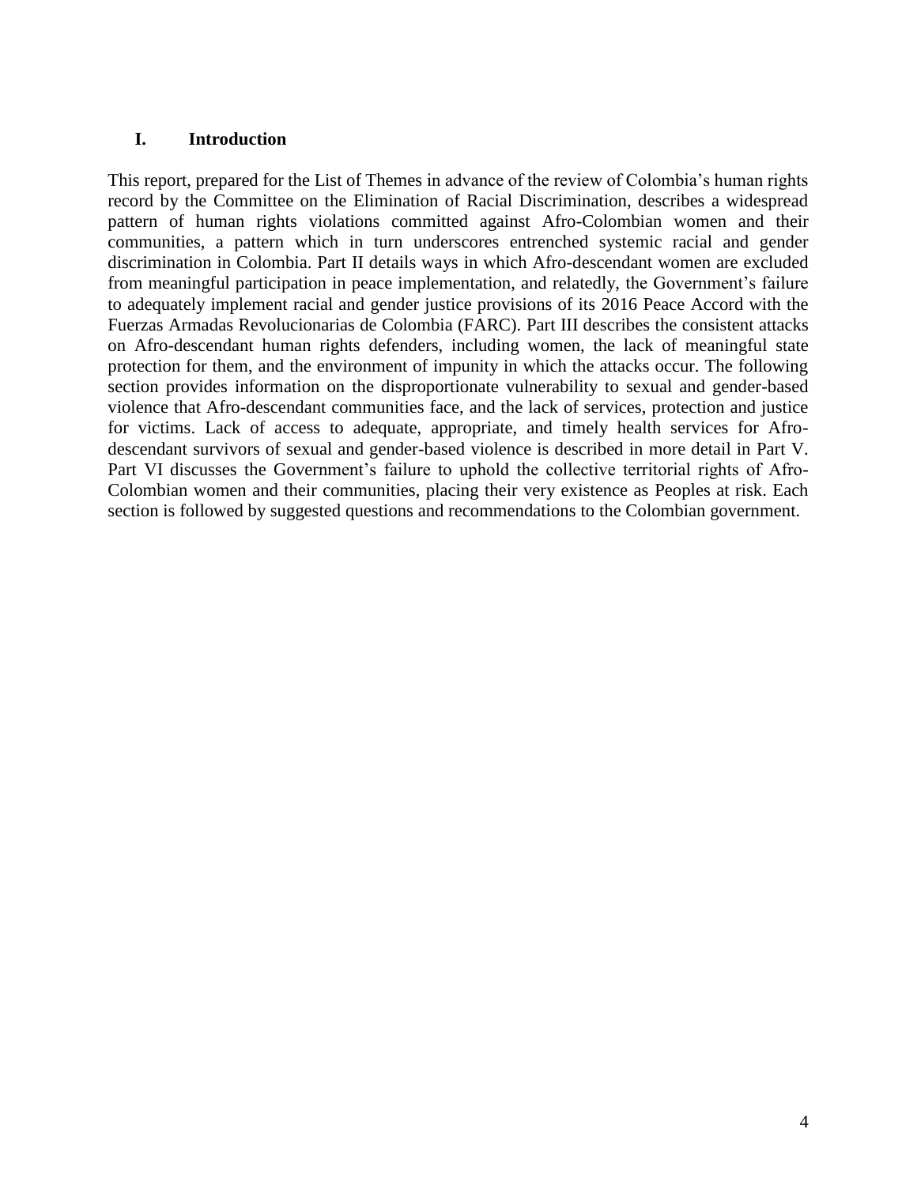## I. Introduction

This report, prepared for the List of Themes in advance of the review of Colombia's human rights record by the Committee on the Elimination of Racial Discrimination, describes a widespread pattern of human rights violations committed against Afro-Colombian women and their communities, a pattern which in turn underscores entrenched systemic racial and gender discrimination in Colombia. Part II details ways in which Afro-descendant women are excluded from meaningful participation in peace implementation, and relatedly, the Government's failure to adequately implement racial and gender justice provisions of its 2016 Peace Accord with the Fuerzas Armadas Revolucionarias de Colombia (FARC). Part III describes the consistent attacks on Afro-descendant human rights defenders, including women, the lack of meaningful state protection for them, and the environment of impunity in which the attacks occur. The following section provides information on the disproportionate vulnerability to sexual and gender-based violence that Afro-descendant communities face, and the lack of services, protection and justice for victims. Lack of access to adequate, appropriate, and timely health services for Afro-descendant survivors of sexual and gender-based violence is described in more detail in Part V. Part VI discusses the Government's failure to uphold the collective territorial rights of Afro-Colombian women and their communities, placing their very existence as Peoples at risk. Each section is followed by suggested questions and recommendations to the Colombian government.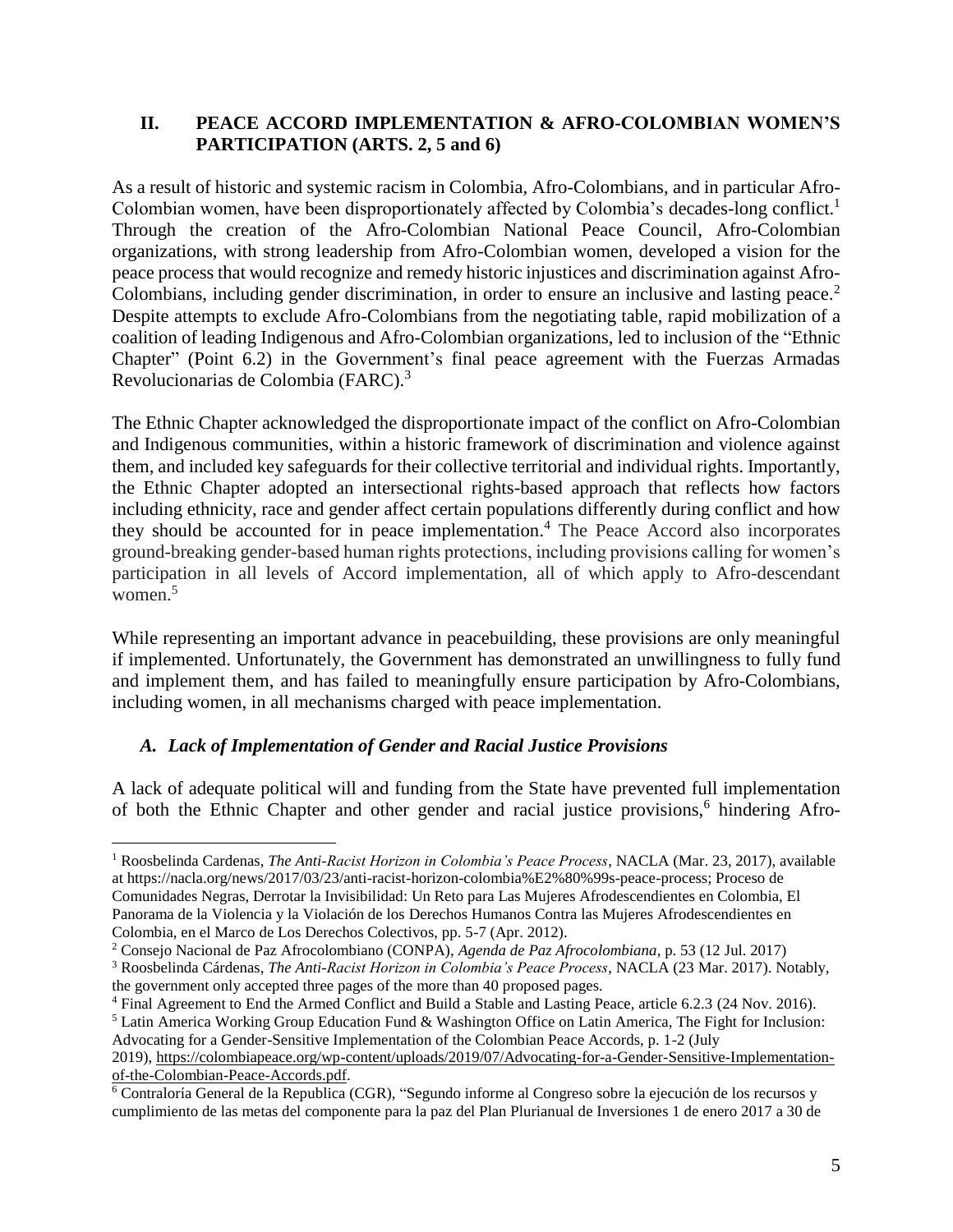## II. PEACE ACCORD IMPLEMENTATION & AFRO-COLOMBIAN WOMEN'S PARTICIPATION (ARTS. 2, 5 and 6)

As a result of historic and systemic racism in Colombia, Afro-Colombians, and in particular Afro-Colombian women, have been disproportionately affected by Colombia's decades-long conflict.[1] Through the creation of the Afro-Colombian National Peace Council, Afro-Colombian organizations, with strong leadership from Afro-Colombian women, developed a vision for the peace process that would recognize and remedy historic injustices and discrimination against Afro-Colombians, including gender discrimination, in order to ensure an inclusive and lasting peace.[2] Despite attempts to exclude Afro-Colombians from the negotiating table, rapid mobilization of a coalition of leading Indigenous and Afro-Colombian organizations, led to inclusion of the "Ethnic Chapter" (Point 6.2) in the Government's final peace agreement with the Fuerzas Armadas Revolucionarias de Colombia (FARC).[3]

The Ethnic Chapter acknowledged the disproportionate impact of the conflict on Afro-Colombian and Indigenous communities, within a historic framework of discrimination and violence against them, and included key safeguards for their collective territorial and individual rights. Importantly, the Ethnic Chapter adopted an intersectional rights-based approach that reflects how factors including ethnicity, race and gender affect certain populations differently during conflict and how they should be accounted for in peace implementation.[4] The Peace Accord also incorporates ground-breaking gender-based human rights protections, including provisions calling for women's participation in all levels of Accord implementation, all of which apply to Afro-descendant women.[5]

While representing an important advance in peacebuilding, these provisions are only meaningful if implemented. Unfortunately, the Government has demonstrated an unwillingness to fully fund and implement them, and has failed to meaningfully ensure participation by Afro-Colombians, including women, in all mechanisms charged with peace implementation.

### *A. Lack of Implementation of Gender and Racial Justice Provisions*

A lack of adequate political will and funding from the State have prevented full implementation of both the Ethnic Chapter and other gender and racial justice provisions,[6] hindering Afro-

---

[1] Roosbelinda Cardenas, *The Anti-Racist Horizon in Colombia's Peace Process*, NACLA (Mar. 23, 2017), available at https://nacla.org/news/2017/03/23/anti-racist-horizon-colombia%E2%80%99s-peace-process; Proceso de Comunidades Negras, Derrotar la Invisibilidad: Un Reto para Las Mujeres Afrodescendientes en Colombia, El Panorama de la Violencia y la Violación de los Derechos Humanos Contra las Mujeres Afrodescendientes en Colombia, en el Marco de Los Derechos Colectivos, pp. 5-7 (Apr. 2012).

[2] Consejo Nacional de Paz Afrocolombiano (CONPA), *Agenda de Paz Afrocolombiana*, p. 53 (12 Jul. 2017)

[3] Roosbelinda Cárdenas, *The Anti-Racist Horizon in Colombia's Peace Process*, NACLA (23 Mar. 2017). Notably, the government only accepted three pages of the more than 40 proposed pages.

[4] Final Agreement to End the Armed Conflict and Build a Stable and Lasting Peace, article 6.2.3 (24 Nov. 2016).

[5] Latin America Working Group Education Fund & Washington Office on Latin America, The Fight for Inclusion: Advocating for a Gender-Sensitive Implementation of the Colombian Peace Accords, p. 1-2 (July 2019), https://colombiapeace.org/wp-content/uploads/2019/07/Advocating-for-a-Gender-Sensitive-Implementation-of-the-Colombian-Peace-Accords.pdf.

[6] Contraloría General de la Republica (CGR), "Segundo informe al Congreso sobre la ejecución de los recursos y cumplimiento de las metas del componente para la paz del Plan Plurianual de Inversiones 1 de enero 2017 a 30 de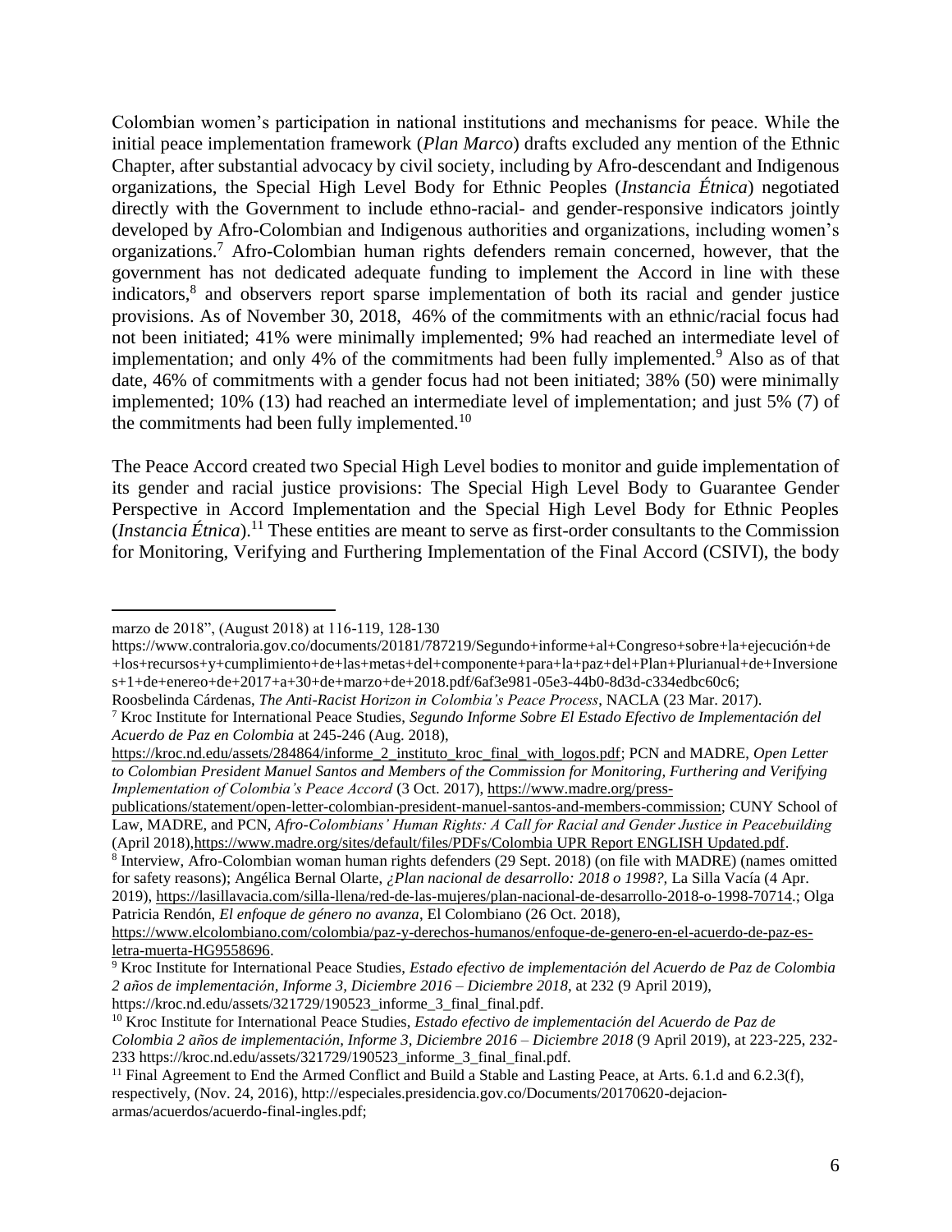Colombian women's participation in national institutions and mechanisms for peace. While the initial peace implementation framework (*Plan Marco*) drafts excluded any mention of the Ethnic Chapter, after substantial advocacy by civil society, including by Afro-descendant and Indigenous organizations, the Special High Level Body for Ethnic Peoples (*Instancia Étnica*) negotiated directly with the Government to include ethno-racial- and gender-responsive indicators jointly developed by Afro-Colombian and Indigenous authorities and organizations, including women's organizations.[7] Afro-Colombian human rights defenders remain concerned, however, that the government has not dedicated adequate funding to implement the Accord in line with these indicators,[8] and observers report sparse implementation of both its racial and gender justice provisions. As of November 30, 2018, 46% of the commitments with an ethnic/racial focus had not been initiated; 41% were minimally implemented; 9% had reached an intermediate level of implementation; and only 4% of the commitments had been fully implemented.[9] Also as of that date, 46% of commitments with a gender focus had not been initiated; 38% (50) were minimally implemented; 10% (13) had reached an intermediate level of implementation; and just 5% (7) of the commitments had been fully implemented.[10]

The Peace Accord created two Special High Level bodies to monitor and guide implementation of its gender and racial justice provisions: The Special High Level Body to Guarantee Gender Perspective in Accord Implementation and the Special High Level Body for Ethnic Peoples (*Instancia Étnica*).[11] These entities are meant to serve as first-order consultants to the Commission for Monitoring, Verifying and Furthering Implementation of the Final Accord (CSIVI), the body

---

marzo de 2018", (August 2018) at 116-119, 128-130 https://www.contraloria.gov.co/documents/20181/787219/Segundo+informe+al+Congreso+sobre+la+ejecución+de+los+recursos+y+cumplimiento+de+las+metas+del+componente+para+la+paz+del+Plan+Plurianual+de+Inversiones+1+de+enereo+de+2017+a+30+de+marzo+de+2018.pdf/6af3e981-05e3-44b0-8d3d-c334edbc60c6; Roosbelinda Cárdenas, *The Anti-Racist Horizon in Colombia's Peace Process*, NACLA (23 Mar. 2017).

[7] Kroc Institute for International Peace Studies, *Segundo Informe Sobre El Estado Efectivo de Implementación del Acuerdo de Paz en Colombia* at 245-246 (Aug. 2018), https://kroc.nd.edu/assets/284864/informe_2_instituto_kroc_final_with_logos.pdf; PCN and MADRE, *Open Letter to Colombian President Manuel Santos and Members of the Commission for Monitoring, Furthering and Verifying Implementation of Colombia's Peace Accord* (3 Oct. 2017), https://www.madre.org/press-publications/statement/open-letter-colombian-president-manuel-santos-and-members-commission; CUNY School of Law, MADRE, and PCN, *Afro-Colombians' Human Rights: A Call for Racial and Gender Justice in Peacebuilding* (April 2018),https://www.madre.org/sites/default/files/PDFs/Colombia UPR Report ENGLISH Updated.pdf.

[8] Interview, Afro-Colombian woman human rights defenders (29 Sept. 2018) (on file with MADRE) (names omitted for safety reasons); Angélica Bernal Olarte, *¿Plan nacional de desarrollo: 2018 o 1998?*, La Silla Vacía (4 Apr. 2019), https://lasillavacia.com/silla-llena/red-de-las-mujeres/plan-nacional-de-desarrollo-2018-o-1998-70714.; Olga Patricia Rendón, *El enfoque de género no avanza*, El Colombiano (26 Oct. 2018), https://www.elcolombiano.com/colombia/paz-y-derechos-humanos/enfoque-de-genero-en-el-acuerdo-de-paz-es-letra-muerta-HG9558696.

[9] Kroc Institute for International Peace Studies, *Estado efectivo de implementación del Acuerdo de Paz de Colombia 2 años de implementación, Informe 3, Diciembre 2016 – Diciembre 2018*, at 232 (9 April 2019), https://kroc.nd.edu/assets/321729/190523_informe_3_final_final.pdf.

[10] Kroc Institute for International Peace Studies, *Estado efectivo de implementación del Acuerdo de Paz de Colombia 2 años de implementación, Informe 3, Diciembre 2016 – Diciembre 2018* (9 April 2019), at 223-225, 232-233 https://kroc.nd.edu/assets/321729/190523_informe_3_final_final.pdf.

[11] Final Agreement to End the Armed Conflict and Build a Stable and Lasting Peace, at Arts. 6.1.d and 6.2.3(f), respectively, (Nov. 24, 2016), http://especiales.presidencia.gov.co/Documents/20170620-dejacion-armas/acuerdos/acuerdo-final-ingles.pdf;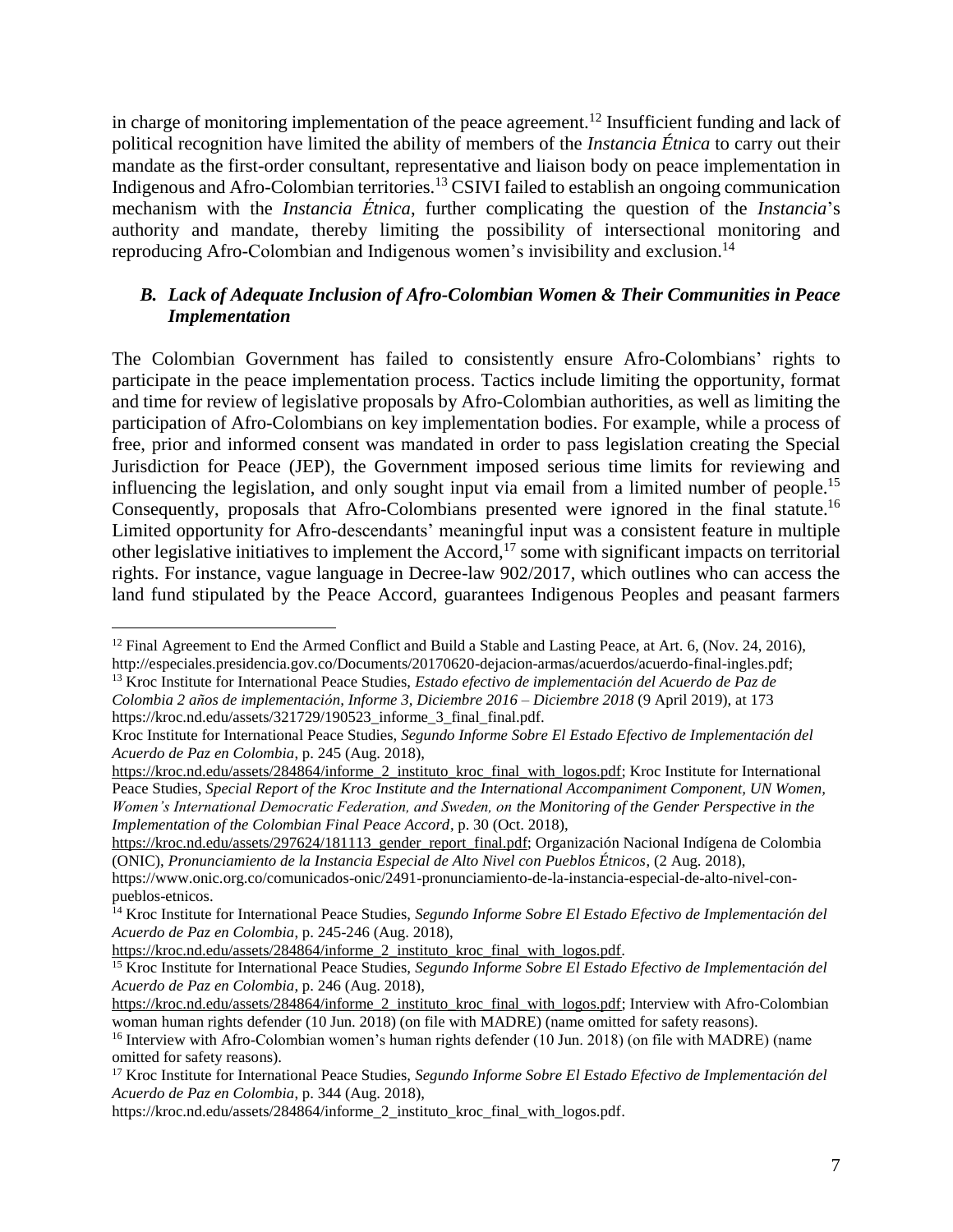in charge of monitoring implementation of the peace agreement.[12] Insufficient funding and lack of political recognition have limited the ability of members of the *Instancia Étnica* to carry out their mandate as the first-order consultant, representative and liaison body on peace implementation in Indigenous and Afro-Colombian territories.[13] CSIVI failed to establish an ongoing communication mechanism with the *Instancia Étnica*, further complicating the question of the *Instancia*'s authority and mandate, thereby limiting the possibility of intersectional monitoring and reproducing Afro-Colombian and Indigenous women's invisibility and exclusion.[14]

### *B. Lack of Adequate Inclusion of Afro-Colombian Women & Their Communities in Peace Implementation*

The Colombian Government has failed to consistently ensure Afro-Colombians' rights to participate in the peace implementation process. Tactics include limiting the opportunity, format and time for review of legislative proposals by Afro-Colombian authorities, as well as limiting the participation of Afro-Colombians on key implementation bodies. For example, while a process of free, prior and informed consent was mandated in order to pass legislation creating the Special Jurisdiction for Peace (JEP), the Government imposed serious time limits for reviewing and influencing the legislation, and only sought input via email from a limited number of people.[15] Consequently, proposals that Afro-Colombians presented were ignored in the final statute.[16] Limited opportunity for Afro-descendants' meaningful input was a consistent feature in multiple other legislative initiatives to implement the Accord,[17] some with significant impacts on territorial rights. For instance, vague language in Decree-law 902/2017, which outlines who can access the land fund stipulated by the Peace Accord, guarantees Indigenous Peoples and peasant farmers

---

[12] Final Agreement to End the Armed Conflict and Build a Stable and Lasting Peace, at Art. 6, (Nov. 24, 2016), http://especiales.presidencia.gov.co/Documents/20170620-dejacion-armas/acuerdos/acuerdo-final-ingles.pdf;

[13] Kroc Institute for International Peace Studies, *Estado efectivo de implementación del Acuerdo de Paz de Colombia 2 años de implementación, Informe 3, Diciembre 2016 – Diciembre 2018* (9 April 2019), at 173 https://kroc.nd.edu/assets/321729/190523_informe_3_final_final.pdf.
Kroc Institute for International Peace Studies, *Segundo Informe Sobre El Estado Efectivo de Implementación del Acuerdo de Paz en Colombia*, p. 245 (Aug. 2018), https://kroc.nd.edu/assets/284864/informe_2_instituto_kroc_final_with_logos.pdf; Kroc Institute for International Peace Studies, *Special Report of the Kroc Institute and the International Accompaniment Component, UN Women, Women's International Democratic Federation, and Sweden, on the Monitoring of the Gender Perspective in the Implementation of the Colombian Final Peace Accord*, p. 30 (Oct. 2018), https://kroc.nd.edu/assets/297624/181113_gender_report_final.pdf; Organización Nacional Indígena de Colombia (ONIC), *Pronunciamiento de la Instancia Especial de Alto Nivel con Pueblos Étnicos*, (2 Aug. 2018), https://www.onic.org.co/comunicados-onic/2491-pronunciamiento-de-la-instancia-especial-de-alto-nivel-con-pueblos-etnicos.

[14] Kroc Institute for International Peace Studies, *Segundo Informe Sobre El Estado Efectivo de Implementación del Acuerdo de Paz en Colombia*, p. 245-246 (Aug. 2018), https://kroc.nd.edu/assets/284864/informe_2_instituto_kroc_final_with_logos.pdf.

[15] Kroc Institute for International Peace Studies, *Segundo Informe Sobre El Estado Efectivo de Implementación del Acuerdo de Paz en Colombia*, p. 246 (Aug. 2018), https://kroc.nd.edu/assets/284864/informe_2_instituto_kroc_final_with_logos.pdf; Interview with Afro-Colombian woman human rights defender (10 Jun. 2018) (on file with MADRE) (name omitted for safety reasons).

[16] Interview with Afro-Colombian women's human rights defender (10 Jun. 2018) (on file with MADRE) (name omitted for safety reasons).

[17] Kroc Institute for International Peace Studies, *Segundo Informe Sobre El Estado Efectivo de Implementación del Acuerdo de Paz en Colombia*, p. 344 (Aug. 2018), https://kroc.nd.edu/assets/284864/informe_2_instituto_kroc_final_with_logos.pdf.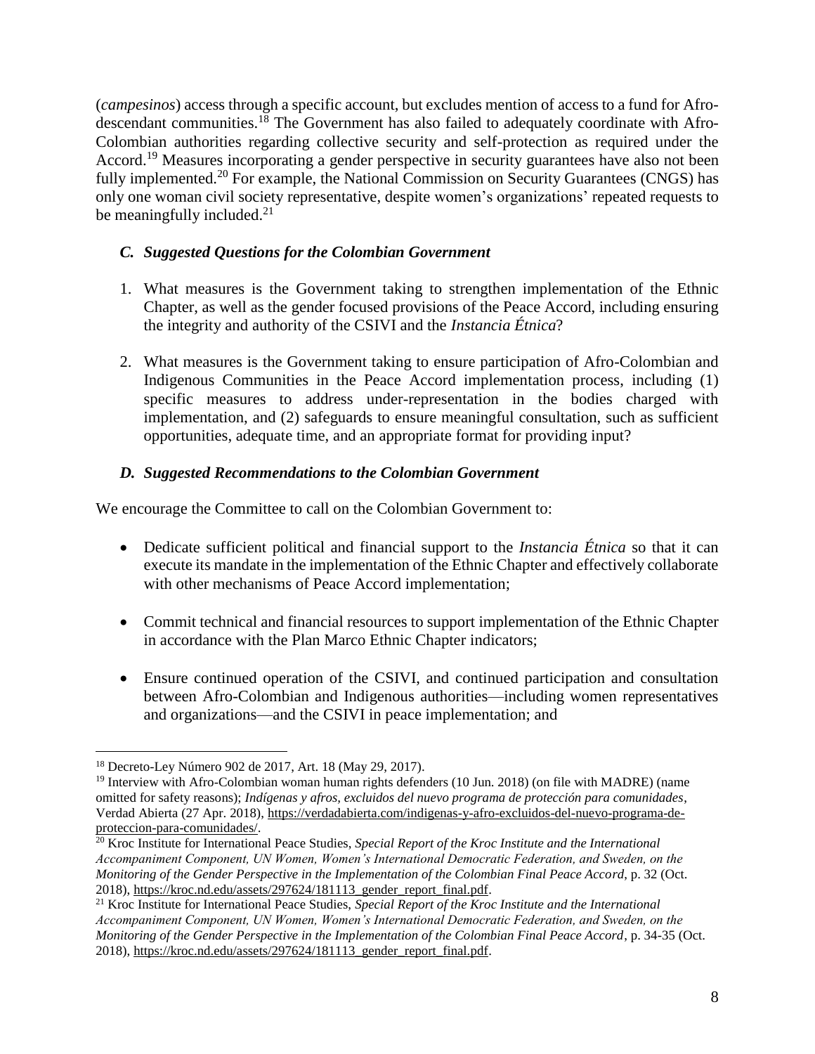(*campesinos*) access through a specific account, but excludes mention of access to a fund for Afro-descendant communities.[18] The Government has also failed to adequately coordinate with Afro-Colombian authorities regarding collective security and self-protection as required under the Accord.[19] Measures incorporating a gender perspective in security guarantees have also not been fully implemented.[20] For example, the National Commission on Security Guarantees (CNGS) has only one woman civil society representative, despite women's organizations' repeated requests to be meaningfully included.[21]

### *C. Suggested Questions for the Colombian Government*

1. What measures is the Government taking to strengthen implementation of the Ethnic Chapter, as well as the gender focused provisions of the Peace Accord, including ensuring the integrity and authority of the CSIVI and the *Instancia Étnica*?

2. What measures is the Government taking to ensure participation of Afro-Colombian and Indigenous Communities in the Peace Accord implementation process, including (1) specific measures to address under-representation in the bodies charged with implementation, and (2) safeguards to ensure meaningful consultation, such as sufficient opportunities, adequate time, and an appropriate format for providing input?

### *D. Suggested Recommendations to the Colombian Government*

We encourage the Committee to call on the Colombian Government to:

- Dedicate sufficient political and financial support to the *Instancia Étnica* so that it can execute its mandate in the implementation of the Ethnic Chapter and effectively collaborate with other mechanisms of Peace Accord implementation;

- Commit technical and financial resources to support implementation of the Ethnic Chapter in accordance with the Plan Marco Ethnic Chapter indicators;

- Ensure continued operation of the CSIVI, and continued participation and consultation between Afro-Colombian and Indigenous authorities—including women representatives and organizations—and the CSIVI in peace implementation; and

---

[18] Decreto-Ley Número 902 de 2017, Art. 18 (May 29, 2017).

[19] Interview with Afro-Colombian woman human rights defenders (10 Jun. 2018) (on file with MADRE) (name omitted for safety reasons); *Indígenas y afros, excluidos del nuevo programa de protección para comunidades*, Verdad Abierta (27 Apr. 2018), https://verdadabierta.com/indigenas-y-afro-excluidos-del-nuevo-programa-de-proteccion-para-comunidades/.

[20] Kroc Institute for International Peace Studies, *Special Report of the Kroc Institute and the International Accompaniment Component, UN Women, Women's International Democratic Federation, and Sweden, on the Monitoring of the Gender Perspective in the Implementation of the Colombian Final Peace Accord*, p. 32 (Oct. 2018), https://kroc.nd.edu/assets/297624/181113_gender_report_final.pdf.

[21] Kroc Institute for International Peace Studies, *Special Report of the Kroc Institute and the International Accompaniment Component, UN Women, Women's International Democratic Federation, and Sweden, on the Monitoring of the Gender Perspective in the Implementation of the Colombian Final Peace Accord*, p. 34-35 (Oct. 2018), https://kroc.nd.edu/assets/297624/181113_gender_report_final.pdf.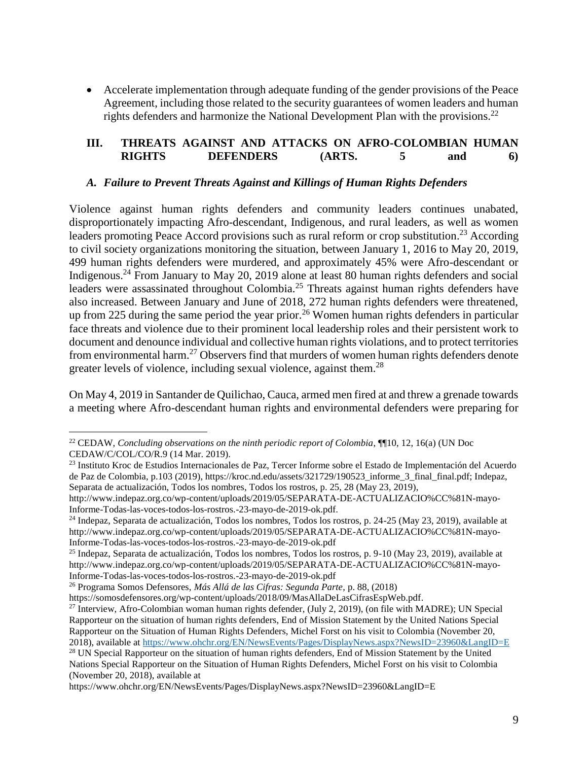- Accelerate implementation through adequate funding of the gender provisions of the Peace Agreement, including those related to the security guarantees of women leaders and human rights defenders and harmonize the National Development Plan with the provisions.[22]

## III. THREATS AGAINST AND ATTACKS ON AFRO-COLOMBIAN HUMAN RIGHTS DEFENDERS (ARTS. 5 and 6)

### *A. Failure to Prevent Threats Against and Killings of Human Rights Defenders*

Violence against human rights defenders and community leaders continues unabated, disproportionately impacting Afro-descendant, Indigenous, and rural leaders, as well as women leaders promoting Peace Accord provisions such as rural reform or crop substitution.[23] According to civil society organizations monitoring the situation, between January 1, 2016 to May 20, 2019, 499 human rights defenders were murdered, and approximately 45% were Afro-descendant or Indigenous.[24] From January to May 20, 2019 alone at least 80 human rights defenders and social leaders were assassinated throughout Colombia.[25] Threats against human rights defenders have also increased. Between January and June of 2018, 272 human rights defenders were threatened, up from 225 during the same period the year prior.[26] Women human rights defenders in particular face threats and violence due to their prominent local leadership roles and their persistent work to document and denounce individual and collective human rights violations, and to protect territories from environmental harm.[27] Observers find that murders of women human rights defenders denote greater levels of violence, including sexual violence, against them.[28]

On May 4, 2019 in Santander de Quilichao, Cauca, armed men fired at and threw a grenade towards a meeting where Afro-descendant human rights and environmental defenders were preparing for

---

[22] CEDAW, *Concluding observations on the ninth periodic report of Colombia*, ¶¶10, 12, 16(a) (UN Doc CEDAW/C/COL/CO/R.9 (14 Mar. 2019).

[23] Instituto Kroc de Estudios Internacionales de Paz, Tercer Informe sobre el Estado de Implementación del Acuerdo de Paz de Colombia, p.103 (2019), https://kroc.nd.edu/assets/321729/190523_informe_3_final_final.pdf; Indepaz, Separata de actualización, Todos los nombres, Todos los rostros, p. 25, 28 (May 23, 2019), http://www.indepaz.org.co/wp-content/uploads/2019/05/SEPARATA-DE-ACTUALIZACIO%CC%81N-mayo-Informe-Todas-las-voces-todos-los-rostros.-23-mayo-de-2019-ok.pdf.

[24] Indepaz, Separata de actualización, Todos los nombres, Todos los rostros, p. 24-25 (May 23, 2019), available at http://www.indepaz.org.co/wp-content/uploads/2019/05/SEPARATA-DE-ACTUALIZACIO%CC%81N-mayo-Informe-Todas-las-voces-todos-los-rostros.-23-mayo-de-2019-ok.pdf

[25] Indepaz, Separata de actualización, Todos los nombres, Todos los rostros, p. 9-10 (May 23, 2019), available at http://www.indepaz.org.co/wp-content/uploads/2019/05/SEPARATA-DE-ACTUALIZACIO%CC%81N-mayo-Informe-Todas-las-voces-todos-los-rostros.-23-mayo-de-2019-ok.pdf

[26] Programa Somos Defensores, *Más Allá de las Cifras: Segunda Parte*, p. 88, (2018) https://somosdefensores.org/wp-content/uploads/2018/09/MasAllaDeLasCifrasEspWeb.pdf.

[27] Interview, Afro-Colombian woman human rights defender, (July 2, 2019), (on file with MADRE); UN Special Rapporteur on the situation of human rights defenders, End of Mission Statement by the United Nations Special Rapporteur on the Situation of Human Rights Defenders, Michel Forst on his visit to Colombia (November 20, 2018), available at https://www.ohchr.org/EN/NewsEvents/Pages/DisplayNews.aspx?NewsID=23960&LangID=E

[28] UN Special Rapporteur on the situation of human rights defenders, End of Mission Statement by the United Nations Special Rapporteur on the Situation of Human Rights Defenders, Michel Forst on his visit to Colombia (November 20, 2018), available at https://www.ohchr.org/EN/NewsEvents/Pages/DisplayNews.aspx?NewsID=23960&LangID=E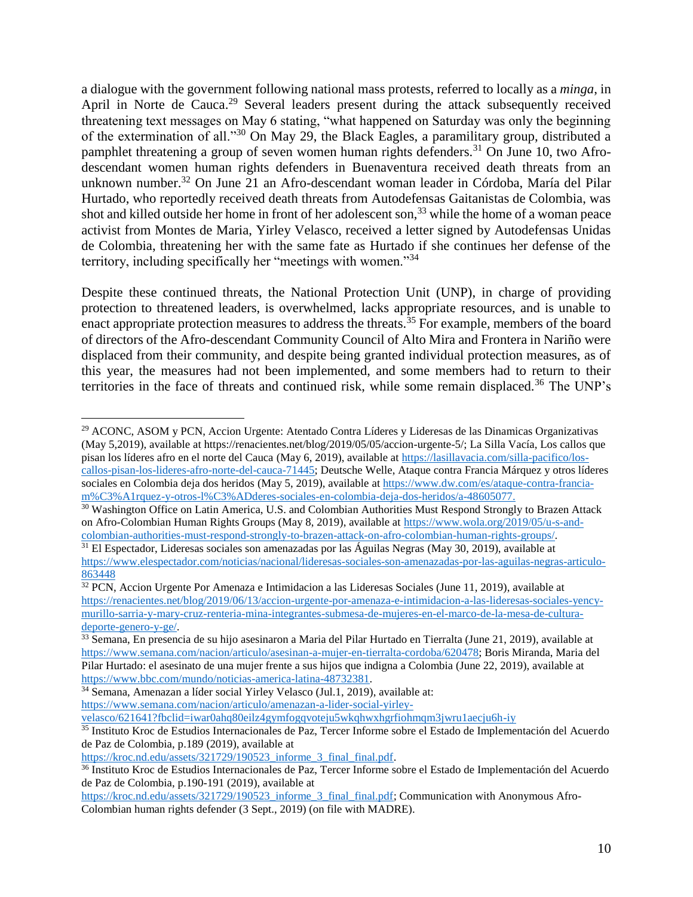a dialogue with the government following national mass protests, referred to locally as a *minga*, in April in Norte de Cauca.[29] Several leaders present during the attack subsequently received threatening text messages on May 6 stating, "what happened on Saturday was only the beginning of the extermination of all."[30] On May 29, the Black Eagles, a paramilitary group, distributed a pamphlet threatening a group of seven women human rights defenders.[31] On June 10, two Afro-descendant women human rights defenders in Buenaventura received death threats from an unknown number.[32] On June 21 an Afro-descendant woman leader in Córdoba, María del Pilar Hurtado, who reportedly received death threats from Autodefensas Gaitanistas de Colombia, was shot and killed outside her home in front of her adolescent son,[33] while the home of a woman peace activist from Montes de Maria, Yirley Velasco, received a letter signed by Autodefensas Unidas de Colombia, threatening her with the same fate as Hurtado if she continues her defense of the territory, including specifically her "meetings with women."[34]

Despite these continued threats, the National Protection Unit (UNP), in charge of providing protection to threatened leaders, is overwhelmed, lacks appropriate resources, and is unable to enact appropriate protection measures to address the threats.[35] For example, members of the board of directors of the Afro-descendant Community Council of Alto Mira and Frontera in Nariño were displaced from their community, and despite being granted individual protection measures, as of this year, the measures had not been implemented, and some members had to return to their territories in the face of threats and continued risk, while some remain displaced.[36] The UNP's

---

[29] ACONC, ASOM y PCN, Accion Urgente: Atentado Contra Líderes y Lideresas de las Dinamicas Organizativas (May 5,2019), available at https://renacientes.net/blog/2019/05/05/accion-urgente-5/; La Silla Vacía, Los callos que pisan los líderes afro en el norte del Cauca (May 6, 2019), available at https://lasillavacia.com/silla-pacifico/los-callos-pisan-los-lideres-afro-norte-del-cauca-71445; Deutsche Welle, Ataque contra Francia Márquez y otros líderes sociales en Colombia deja dos heridos (May 5, 2019), available at https://www.dw.com/es/ataque-contra-francia-m%C3%A1rquez-y-otros-l%C3%ADderes-sociales-en-colombia-deja-dos-heridos/a-48605077.

[30] Washington Office on Latin America, U.S. and Colombian Authorities Must Respond Strongly to Brazen Attack on Afro-Colombian Human Rights Groups (May 8, 2019), available at https://www.wola.org/2019/05/u-s-and-colombian-authorities-must-respond-strongly-to-brazen-attack-on-afro-colombian-human-rights-groups/.

[31] El Espectador, Lideresas sociales son amenazadas por las Águilas Negras (May 30, 2019), available at https://www.elespectador.com/noticias/nacional/lideresas-sociales-son-amenazadas-por-las-aguilas-negras-articulo-863448

[32] PCN, Accion Urgente Por Amenaza e Intimidacion a las Lideresas Sociales (June 11, 2019), available at https://renacientes.net/blog/2019/06/13/accion-urgente-por-amenaza-e-intimidacion-a-las-lideresas-sociales-yency-murillo-sarria-y-mary-cruz-renteria-mina-integrantes-submesa-de-mujeres-en-el-marco-de-la-mesa-de-cultura-deporte-genero-y-ge/.

[33] Semana, En presencia de su hijo asesinaron a Maria del Pilar Hurtado en Tierralta (June 21, 2019), available at https://www.semana.com/nacion/articulo/asesinan-a-mujer-en-tierralta-cordoba/620478; Boris Miranda, Maria del Pilar Hurtado: el asesinato de una mujer frente a sus hijos que indigna a Colombia (June 22, 2019), available at https://www.bbc.com/mundo/noticias-america-latina-48732381.

[34] Semana, Amenazan a líder social Yirley Velasco (Jul.1, 2019), available at: https://www.semana.com/nacion/articulo/amenazan-a-lider-social-yirley-velasco/621641?fbclid=iwar0ahq80eilz4gymfogqvoteju5wkqhwxhgrfiohmqm3jwru1aecju6h-iy

[35] Instituto Kroc de Estudios Internacionales de Paz, Tercer Informe sobre el Estado de Implementación del Acuerdo de Paz de Colombia, p.189 (2019), available at https://kroc.nd.edu/assets/321729/190523_informe_3_final_final.pdf.

[36] Instituto Kroc de Estudios Internacionales de Paz, Tercer Informe sobre el Estado de Implementación del Acuerdo de Paz de Colombia, p.190-191 (2019), available at https://kroc.nd.edu/assets/321729/190523_informe_3_final_final.pdf; Communication with Anonymous Afro-Colombian human rights defender (3 Sept., 2019) (on file with MADRE).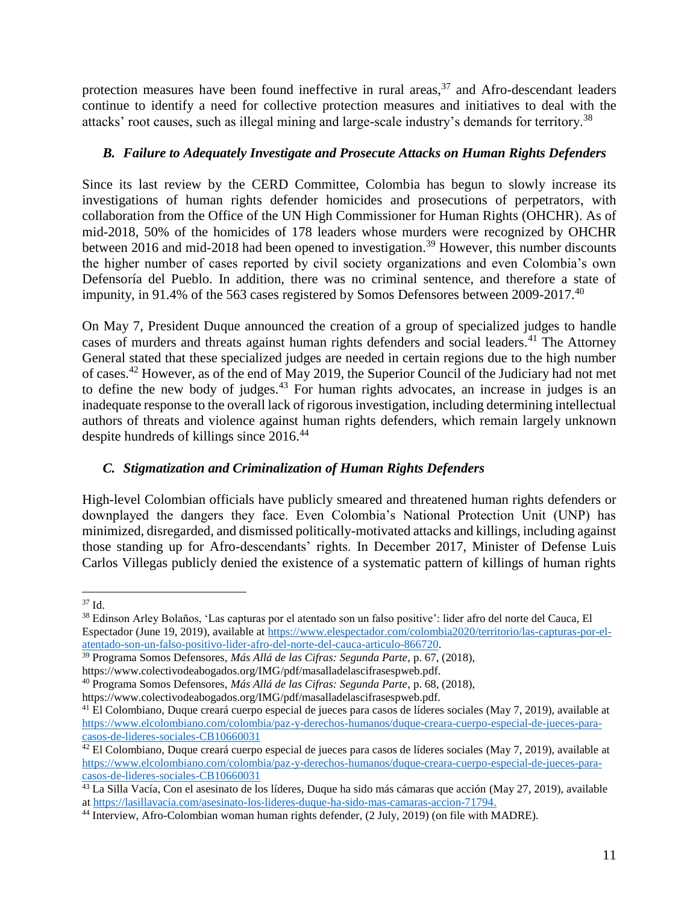protection measures have been found ineffective in rural areas,[37] and Afro-descendant leaders continue to identify a need for collective protection measures and initiatives to deal with the attacks' root causes, such as illegal mining and large-scale industry's demands for territory.[38]

### *B. Failure to Adequately Investigate and Prosecute Attacks on Human Rights Defenders*

Since its last review by the CERD Committee, Colombia has begun to slowly increase its investigations of human rights defender homicides and prosecutions of perpetrators, with collaboration from the Office of the UN High Commissioner for Human Rights (OHCHR). As of mid-2018, 50% of the homicides of 178 leaders whose murders were recognized by OHCHR between 2016 and mid-2018 had been opened to investigation.[39] However, this number discounts the higher number of cases reported by civil society organizations and even Colombia's own Defensoría del Pueblo. In addition, there was no criminal sentence, and therefore a state of impunity, in 91.4% of the 563 cases registered by Somos Defensores between 2009-2017.[40]

On May 7, President Duque announced the creation of a group of specialized judges to handle cases of murders and threats against human rights defenders and social leaders.[41] The Attorney General stated that these specialized judges are needed in certain regions due to the high number of cases.[42] However, as of the end of May 2019, the Superior Council of the Judiciary had not met to define the new body of judges.[43] For human rights advocates, an increase in judges is an inadequate response to the overall lack of rigorous investigation, including determining intellectual authors of threats and violence against human rights defenders, which remain largely unknown despite hundreds of killings since 2016.[44]

### *C. Stigmatization and Criminalization of Human Rights Defenders*

High-level Colombian officials have publicly smeared and threatened human rights defenders or downplayed the dangers they face. Even Colombia's National Protection Unit (UNP) has minimized, disregarded, and dismissed politically-motivated attacks and killings, including against those standing up for Afro-descendants' rights. In December 2017, Minister of Defense Luis Carlos Villegas publicly denied the existence of a systematic pattern of killings of human rights

---

[37] Id.

[38] Edinson Arley Bolaños, 'Las capturas por el atentado son un falso positive': líder afro del norte del Cauca, El Espectador (June 19, 2019), available at https://www.elespectador.com/colombia2020/territorio/las-capturas-por-el-atentado-son-un-falso-positivo-lider-afro-del-norte-del-cauca-articulo-866720.

[39] Programa Somos Defensores, *Más Allá de las Cifras: Segunda Parte*, p. 67, (2018), https://www.colectivodeabogados.org/IMG/pdf/masalladelascifrasespweb.pdf.

[40] Programa Somos Defensores, *Más Allá de las Cifras: Segunda Parte*, p. 68, (2018), https://www.colectivodeabogados.org/IMG/pdf/masalladelascifrasespweb.pdf.

[41] El Colombiano, Duque creará cuerpo especial de jueces para casos de líderes sociales (May 7, 2019), available at https://www.elcolombiano.com/colombia/paz-y-derechos-humanos/duque-creara-cuerpo-especial-de-jueces-para-casos-de-lideres-sociales-CB10660031

[42] El Colombiano, Duque creará cuerpo especial de jueces para casos de líderes sociales (May 7, 2019), available at https://www.elcolombiano.com/colombia/paz-y-derechos-humanos/duque-creara-cuerpo-especial-de-jueces-para-casos-de-lideres-sociales-CB10660031

[43] La Silla Vacía, Con el asesinato de los líderes, Duque ha sido más cámaras que acción (May 27, 2019), available at https://lasillavacia.com/asesinato-los-lideres-duque-ha-sido-mas-camaras-accion-71794.

[44] Interview, Afro-Colombian woman human rights defender, (2 July, 2019) (on file with MADRE).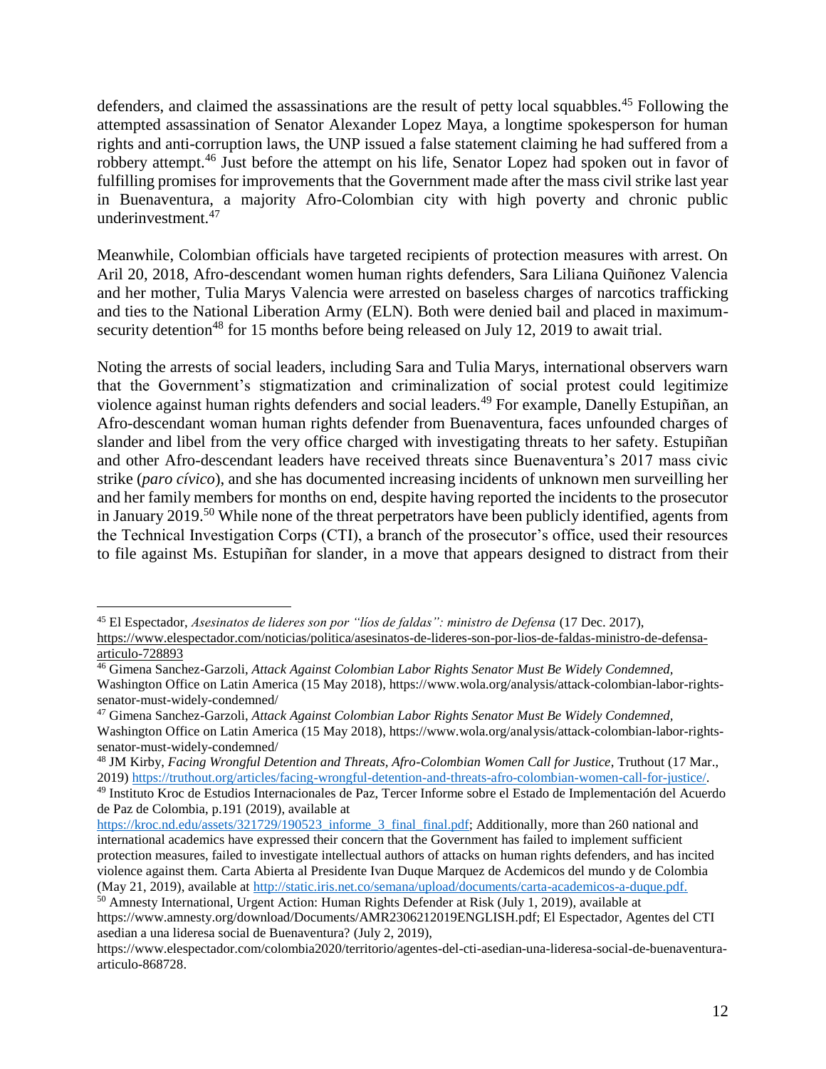defenders, and claimed the assassinations are the result of petty local squabbles.[45] Following the attempted assassination of Senator Alexander Lopez Maya, a longtime spokesperson for human rights and anti-corruption laws, the UNP issued a false statement claiming he had suffered from a robbery attempt.[46] Just before the attempt on his life, Senator Lopez had spoken out in favor of fulfilling promises for improvements that the Government made after the mass civil strike last year in Buenaventura, a majority Afro-Colombian city with high poverty and chronic public underinvestment.[47]

Meanwhile, Colombian officials have targeted recipients of protection measures with arrest. On Aril 20, 2018, Afro-descendant women human rights defenders, Sara Liliana Quiñonez Valencia and her mother, Tulia Marys Valencia were arrested on baseless charges of narcotics trafficking and ties to the National Liberation Army (ELN). Both were denied bail and placed in maximum-security detention[48] for 15 months before being released on July 12, 2019 to await trial.

Noting the arrests of social leaders, including Sara and Tulia Marys, international observers warn that the Government's stigmatization and criminalization of social protest could legitimize violence against human rights defenders and social leaders.[49] For example, Danelly Estupiñan, an Afro-descendant woman human rights defender from Buenaventura, faces unfounded charges of slander and libel from the very office charged with investigating threats to her safety. Estupiñan and other Afro-descendant leaders have received threats since Buenaventura's 2017 mass civic strike (*paro cívico*), and she has documented increasing incidents of unknown men surveilling her and her family members for months on end, despite having reported the incidents to the prosecutor in January 2019.[50] While none of the threat perpetrators have been publicly identified, agents from the Technical Investigation Corps (CTI), a branch of the prosecutor's office, used their resources to file against Ms. Estupiñan for slander, in a move that appears designed to distract from their

---

[45] El Espectador, *Asesinatos de lideres son por "líos de faldas": ministro de Defensa* (17 Dec. 2017), https://www.elespectador.com/noticias/politica/asesinatos-de-lideres-son-por-lios-de-faldas-ministro-de-defensa-articulo-728893

[46] Gimena Sanchez-Garzoli, *Attack Against Colombian Labor Rights Senator Must Be Widely Condemned*, Washington Office on Latin America (15 May 2018), https://www.wola.org/analysis/attack-colombian-labor-rights-senator-must-widely-condemned/

[47] Gimena Sanchez-Garzoli, *Attack Against Colombian Labor Rights Senator Must Be Widely Condemned*, Washington Office on Latin America (15 May 2018), https://www.wola.org/analysis/attack-colombian-labor-rights-senator-must-widely-condemned/

[48] JM Kirby, *Facing Wrongful Detention and Threats, Afro-Colombian Women Call for Justice*, Truthout (17 Mar., 2019) https://truthout.org/articles/facing-wrongful-detention-and-threats-afro-colombian-women-call-for-justice/.

[49] Instituto Kroc de Estudios Internacionales de Paz, Tercer Informe sobre el Estado de Implementación del Acuerdo de Paz de Colombia, p.191 (2019), available at https://kroc.nd.edu/assets/321729/190523_informe_3_final_final.pdf; Additionally, more than 260 national and international academics have expressed their concern that the Government has failed to implement sufficient protection measures, failed to investigate intellectual authors of attacks on human rights defenders, and has incited violence against them. Carta Abierta al Presidente Ivan Duque Marquez de Acdemicos del mundo y de Colombia (May 21, 2019), available at http://static.iris.net.co/semana/upload/documents/carta-academicos-a-duque.pdf.

[50] Amnesty International, Urgent Action: Human Rights Defender at Risk (July 1, 2019), available at https://www.amnesty.org/download/Documents/AMR2306212019ENGLISH.pdf; El Espectador, Agentes del CTI asedian a una lideresa social de Buenaventura? (July 2, 2019), https://www.elespectador.com/colombia2020/territorio/agentes-del-cti-asedian-una-lideresa-social-de-buenaventura-articulo-868728.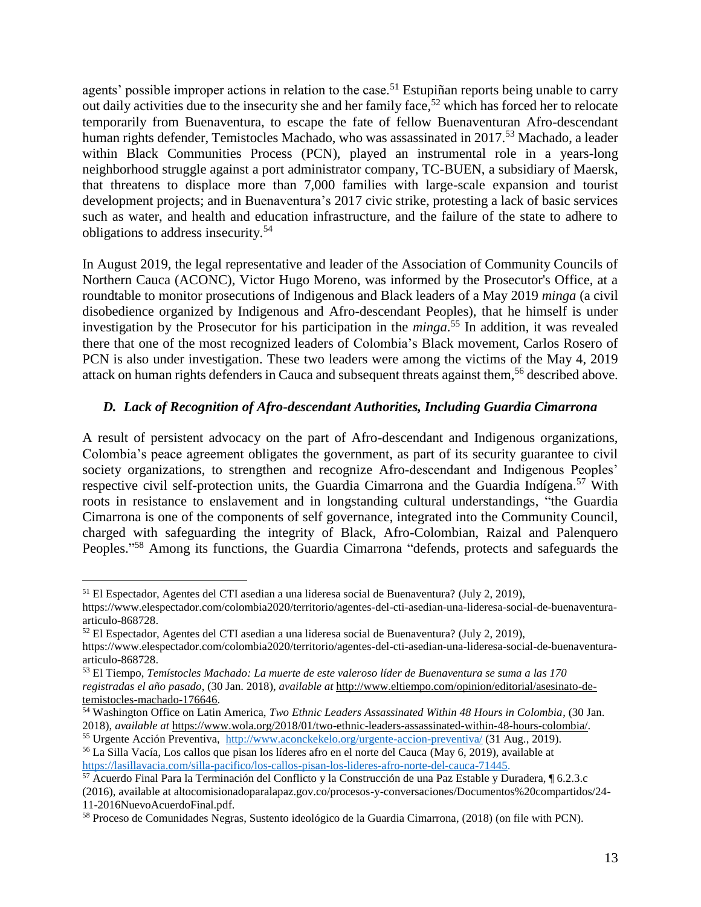agents' possible improper actions in relation to the case.[51] Estupiñan reports being unable to carry out daily activities due to the insecurity she and her family face,[52] which has forced her to relocate temporarily from Buenaventura, to escape the fate of fellow Buenaventuran Afro-descendant human rights defender, Temistocles Machado, who was assassinated in 2017.[53] Machado, a leader within Black Communities Process (PCN), played an instrumental role in a years-long neighborhood struggle against a port administrator company, TC-BUEN, a subsidiary of Maersk, that threatens to displace more than 7,000 families with large-scale expansion and tourist development projects; and in Buenaventura's 2017 civic strike, protesting a lack of basic services such as water, and health and education infrastructure, and the failure of the state to adhere to obligations to address insecurity.[54]

In August 2019, the legal representative and leader of the Association of Community Councils of Northern Cauca (ACONC), Victor Hugo Moreno, was informed by the Prosecutor's Office, at a roundtable to monitor prosecutions of Indigenous and Black leaders of a May 2019 *minga* (a civil disobedience organized by Indigenous and Afro-descendant Peoples), that he himself is under investigation by the Prosecutor for his participation in the *minga*.[55] In addition, it was revealed there that one of the most recognized leaders of Colombia's Black movement, Carlos Rosero of PCN is also under investigation. These two leaders were among the victims of the May 4, 2019 attack on human rights defenders in Cauca and subsequent threats against them,[56] described above.

### *D. Lack of Recognition of Afro-descendant Authorities, Including Guardia Cimarrona*

A result of persistent advocacy on the part of Afro-descendant and Indigenous organizations, Colombia's peace agreement obligates the government, as part of its security guarantee to civil society organizations, to strengthen and recognize Afro-descendant and Indigenous Peoples' respective civil self-protection units, the Guardia Cimarrona and the Guardia Indígena.[57] With roots in resistance to enslavement and in longstanding cultural understandings, "the Guardia Cimarrona is one of the components of self governance, integrated into the Community Council, charged with safeguarding the integrity of Black, Afro-Colombian, Raizal and Palenquero Peoples."[58] Among its functions, the Guardia Cimarrona "defends, protects and safeguards the

---

[51] El Espectador, Agentes del CTI asedian a una lideresa social de Buenaventura? (July 2, 2019), https://www.elespectador.com/colombia2020/territorio/agentes-del-cti-asedian-una-lideresa-social-de-buenaventura-articulo-868728.

[52] El Espectador, Agentes del CTI asedian a una lideresa social de Buenaventura? (July 2, 2019), https://www.elespectador.com/colombia2020/territorio/agentes-del-cti-asedian-una-lideresa-social-de-buenaventura-articulo-868728.

[53] El Tiempo, *Temístocles Machado: La muerte de este valeroso líder de Buenaventura se suma a las 170 registradas el año pasado*, (30 Jan. 2018), *available at* http://www.eltiempo.com/opinion/editorial/asesinato-de-temistocles-machado-176646.

[54] Washington Office on Latin America, *Two Ethnic Leaders Assassinated Within 48 Hours in Colombia*, (30 Jan. 2018), *available at* https://www.wola.org/2018/01/two-ethnic-leaders-assassinated-within-48-hours-colombia/.

[55] Urgente Acción Preventiva, http://www.aconckekelo.org/urgente-accion-preventiva/ (31 Aug., 2019).

[56] La Silla Vacía, Los callos que pisan los líderes afro en el norte del Cauca (May 6, 2019), available at https://lasillavacia.com/silla-pacifico/los-callos-pisan-los-lideres-afro-norte-del-cauca-71445.

[57] Acuerdo Final Para la Terminación del Conflicto y la Construcción de una Paz Estable y Duradera, ¶ 6.2.3.c (2016), available at altocomisionadoparalapaz.gov.co/procesos-y-conversaciones/Documentos%20compartidos/24-11-2016NuevoAcuerdoFinal.pdf.

[58] Proceso de Comunidades Negras, Sustento ideológico de la Guardia Cimarrona, (2018) (on file with PCN).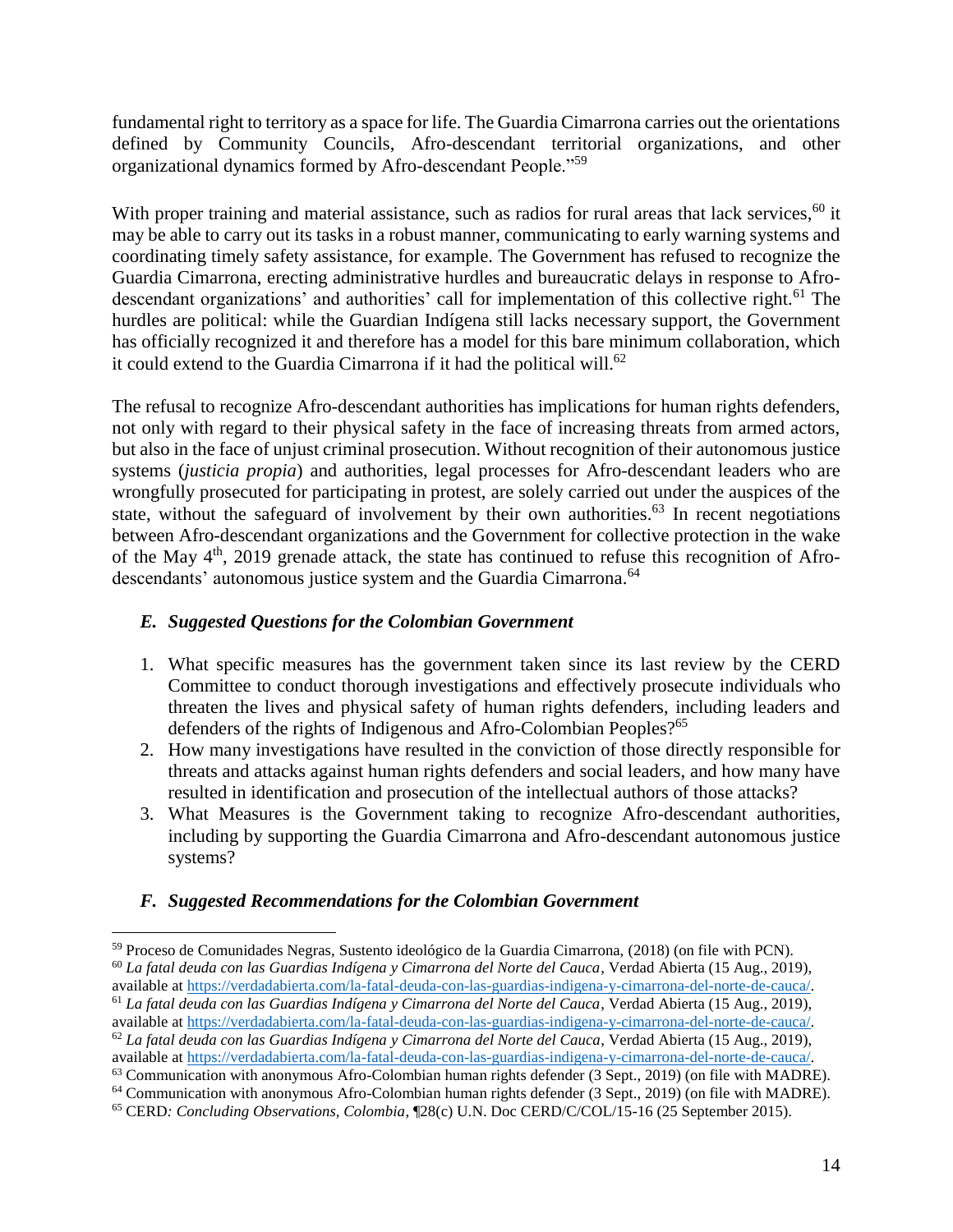fundamental right to territory as a space for life. The Guardia Cimarrona carries out the orientations defined by Community Councils, Afro-descendant territorial organizations, and other organizational dynamics formed by Afro-descendant People."[59]

With proper training and material assistance, such as radios for rural areas that lack services,[60] it may be able to carry out its tasks in a robust manner, communicating to early warning systems and coordinating timely safety assistance, for example. The Government has refused to recognize the Guardia Cimarrona, erecting administrative hurdles and bureaucratic delays in response to Afro-descendant organizations' and authorities' call for implementation of this collective right.[61] The hurdles are political: while the Guardian Indígena still lacks necessary support, the Government has officially recognized it and therefore has a model for this bare minimum collaboration, which it could extend to the Guardia Cimarrona if it had the political will.[62]

The refusal to recognize Afro-descendant authorities has implications for human rights defenders, not only with regard to their physical safety in the face of increasing threats from armed actors, but also in the face of unjust criminal prosecution. Without recognition of their autonomous justice systems (*justicia propia*) and authorities, legal processes for Afro-descendant leaders who are wrongfully prosecuted for participating in protest, are solely carried out under the auspices of the state, without the safeguard of involvement by their own authorities.[63] In recent negotiations between Afro-descendant organizations and the Government for collective protection in the wake of the May 4th, 2019 grenade attack, the state has continued to refuse this recognition of Afro-descendants' autonomous justice system and the Guardia Cimarrona.[64]

### *E. Suggested Questions for the Colombian Government*

1. What specific measures has the government taken since its last review by the CERD Committee to conduct thorough investigations and effectively prosecute individuals who threaten the lives and physical safety of human rights defenders, including leaders and defenders of the rights of Indigenous and Afro-Colombian Peoples?[65]
2. How many investigations have resulted in the conviction of those directly responsible for threats and attacks against human rights defenders and social leaders, and how many have resulted in identification and prosecution of the intellectual authors of those attacks?
3. What Measures is the Government taking to recognize Afro-descendant authorities, including by supporting the Guardia Cimarrona and Afro-descendant autonomous justice systems?

### *F. Suggested Recommendations for the Colombian Government*

---

[59] Proceso de Comunidades Negras, Sustento ideológico de la Guardia Cimarrona, (2018) (on file with PCN).

[60] *La fatal deuda con las Guardias Indígena y Cimarrona del Norte del Cauca*, Verdad Abierta (15 Aug., 2019), available at https://verdadabierta.com/la-fatal-deuda-con-las-guardias-indigena-y-cimarrona-del-norte-de-cauca/.

[61] *La fatal deuda con las Guardias Indígena y Cimarrona del Norte del Cauca*, Verdad Abierta (15 Aug., 2019), available at https://verdadabierta.com/la-fatal-deuda-con-las-guardias-indigena-y-cimarrona-del-norte-de-cauca/.

[62] *La fatal deuda con las Guardias Indígena y Cimarrona del Norte del Cauca*, Verdad Abierta (15 Aug., 2019), available at https://verdadabierta.com/la-fatal-deuda-con-las-guardias-indigena-y-cimarrona-del-norte-de-cauca/.

[63] Communication with anonymous Afro-Colombian human rights defender (3 Sept., 2019) (on file with MADRE).

[64] Communication with anonymous Afro-Colombian human rights defender (3 Sept., 2019) (on file with MADRE).

[65] CERD*: Concluding Observations, Colombia*, ¶28(c) U.N. Doc CERD/C/COL/15-16 (25 September 2015).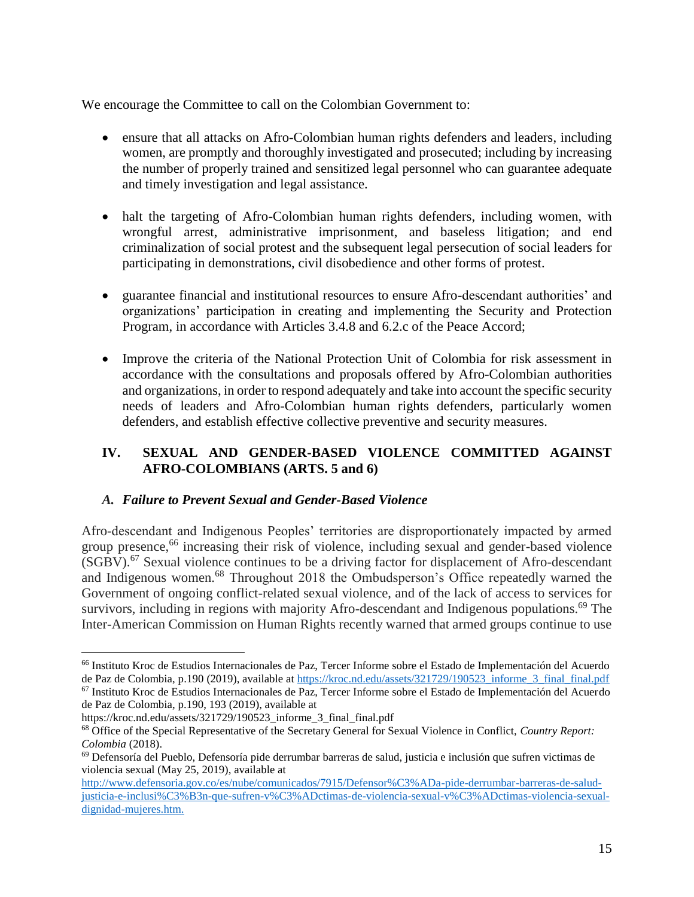We encourage the Committee to call on the Colombian Government to:

- ensure that all attacks on Afro-Colombian human rights defenders and leaders, including women, are promptly and thoroughly investigated and prosecuted; including by increasing the number of properly trained and sensitized legal personnel who can guarantee adequate and timely investigation and legal assistance.

- halt the targeting of Afro-Colombian human rights defenders, including women, with wrongful arrest, administrative imprisonment, and baseless litigation; and end criminalization of social protest and the subsequent legal persecution of social leaders for participating in demonstrations, civil disobedience and other forms of protest.

- guarantee financial and institutional resources to ensure Afro-descendant authorities' and organizations' participation in creating and implementing the Security and Protection Program, in accordance with Articles 3.4.8 and 6.2.c of the Peace Accord;

- Improve the criteria of the National Protection Unit of Colombia for risk assessment in accordance with the consultations and proposals offered by Afro-Colombian authorities and organizations, in order to respond adequately and take into account the specific security needs of leaders and Afro-Colombian human rights defenders, particularly women defenders, and establish effective collective preventive and security measures.

## IV. SEXUAL AND GENDER-BASED VIOLENCE COMMITTED AGAINST AFRO-COLOMBIANS (ARTS. 5 and 6)

### *A. Failure to Prevent Sexual and Gender-Based Violence*

Afro-descendant and Indigenous Peoples' territories are disproportionately impacted by armed group presence,[66] increasing their risk of violence, including sexual and gender-based violence (SGBV).[67] Sexual violence continues to be a driving factor for displacement of Afro-descendant and Indigenous women.[68] Throughout 2018 the Ombudsperson's Office repeatedly warned the Government of ongoing conflict-related sexual violence, and of the lack of access to services for survivors, including in regions with majority Afro-descendant and Indigenous populations.[69] The Inter-American Commission on Human Rights recently warned that armed groups continue to use

---

[66] Instituto Kroc de Estudios Internacionales de Paz, Tercer Informe sobre el Estado de Implementación del Acuerdo de Paz de Colombia, p.190 (2019), available at https://kroc.nd.edu/assets/321729/190523_informe_3_final_final.pdf

[67] Instituto Kroc de Estudios Internacionales de Paz, Tercer Informe sobre el Estado de Implementación del Acuerdo de Paz de Colombia, p.190, 193 (2019), available at https://kroc.nd.edu/assets/321729/190523_informe_3_final_final.pdf

[68] Office of the Special Representative of the Secretary General for Sexual Violence in Conflict, *Country Report: Colombia* (2018).

[69] Defensoría del Pueblo, Defensoría pide derrumbar barreras de salud, justicia e inclusión que sufren victimas de violencia sexual (May 25, 2019), available at http://www.defensoria.gov.co/es/nube/comunicados/7915/Defensor%C3%ADa-pide-derrumbar-barreras-de-salud-justicia-e-inclusi%C3%B3n-que-sufren-v%C3%ADctimas-de-violencia-sexual-v%C3%ADctimas-violencia-sexual-dignidad-mujeres.htm.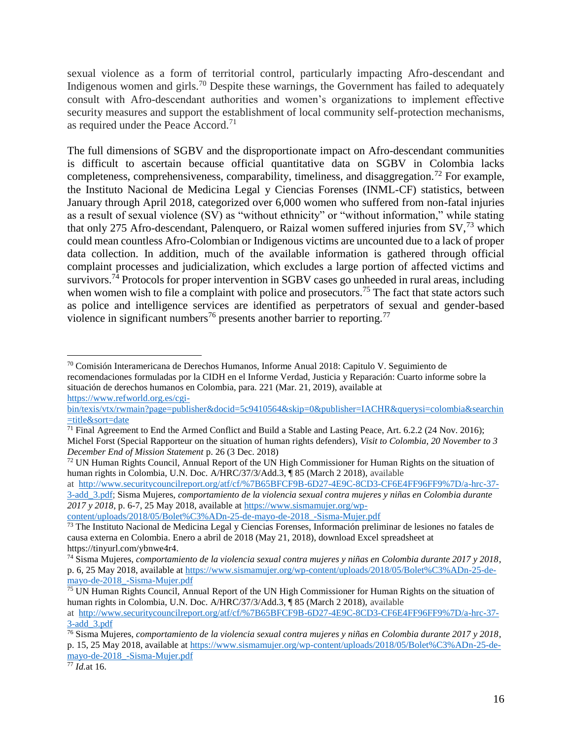sexual violence as a form of territorial control, particularly impacting Afro-descendant and Indigenous women and girls.[70] Despite these warnings, the Government has failed to adequately consult with Afro-descendant authorities and women's organizations to implement effective security measures and support the establishment of local community self-protection mechanisms, as required under the Peace Accord.[71]

The full dimensions of SGBV and the disproportionate impact on Afro-descendant communities is difficult to ascertain because official quantitative data on SGBV in Colombia lacks completeness, comprehensiveness, comparability, timeliness, and disaggregation.[72] For example, the Instituto Nacional de Medicina Legal y Ciencias Forenses (INML-CF) statistics, between January through April 2018, categorized over 6,000 women who suffered from non-fatal injuries as a result of sexual violence (SV) as "without ethnicity" or "without information," while stating that only 275 Afro-descendant, Palenquero, or Raizal women suffered injuries from SV,[73] which could mean countless Afro-Colombian or Indigenous victims are uncounted due to a lack of proper data collection. In addition, much of the available information is gathered through official complaint processes and judicialization, which excludes a large portion of affected victims and survivors.[74] Protocols for proper intervention in SGBV cases go unheeded in rural areas, including when women wish to file a complaint with police and prosecutors.[75] The fact that state actors such as police and intelligence services are identified as perpetrators of sexual and gender-based violence in significant numbers[76] presents another barrier to reporting.[77]

---

[70] Comisión Interamericana de Derechos Humanos, Informe Anual 2018: Capitulo V. Seguimiento de recomendaciones formuladas por la CIDH en el Informe Verdad, Justicia y Reparación: Cuarto informe sobre la situación de derechos humanos en Colombia, para. 221 (Mar. 21, 2019), available at https://www.refworld.org.es/cgi-bin/texis/vtx/rwmain?page=publisher&docid=5c9410564&skip=0&publisher=IACHR&querysi=colombia&searchin=title&sort=date

[71] Final Agreement to End the Armed Conflict and Build a Stable and Lasting Peace, Art. 6.2.2 (24 Nov. 2016); Michel Forst (Special Rapporteur on the situation of human rights defenders), *Visit to Colombia, 20 November to 3 December End of Mission Statement* p. 26 (3 Dec. 2018)

[72] UN Human Rights Council, Annual Report of the UN High Commissioner for Human Rights on the situation of human rights in Colombia, U.N. Doc. A/HRC/37/3/Add.3, ¶ 85 (March 2 2018), available at http://www.securitycouncilreport.org/atf/cf/%7B65BFCF9B-6D27-4E9C-8CD3-CF6E4FF96FF9%7D/a-hrc-37-3-add_3.pdf; Sisma Mujeres, *comportamiento de la violencia sexual contra mujeres y niñas en Colombia durante 2017 y 2018*, p. 6-7, 25 May 2018, available at https://www.sismamujer.org/wp-content/uploads/2018/05/Bolet%C3%ADn-25-de-mayo-de-2018_-Sisma-Mujer.pdf

[73] The Instituto Nacional de Medicina Legal y Ciencias Forenses, Información preliminar de lesiones no fatales de causa externa en Colombia. Enero a abril de 2018 (May 21, 2018), download Excel spreadsheet at https://tinyurl.com/ybnwe4r4.

[74] Sisma Mujeres, *comportamiento de la violencia sexual contra mujeres y niñas en Colombia durante 2017 y 2018*, p. 6, 25 May 2018, available at https://www.sismamujer.org/wp-content/uploads/2018/05/Bolet%C3%ADn-25-de-mayo-de-2018_-Sisma-Mujer.pdf

[75] UN Human Rights Council, Annual Report of the UN High Commissioner for Human Rights on the situation of human rights in Colombia, U.N. Doc. A/HRC/37/3/Add.3, ¶ 85 (March 2 2018), available at http://www.securitycouncilreport.org/atf/cf/%7B65BFCF9B-6D27-4E9C-8CD3-CF6E4FF96FF9%7D/a-hrc-37-3-add_3.pdf

[76] Sisma Mujeres, *comportamiento de la violencia sexual contra mujeres y niñas en Colombia durante 2017 y 2018*, p. 15, 25 May 2018, available at https://www.sismamujer.org/wp-content/uploads/2018/05/Bolet%C3%ADn-25-de-mayo-de-2018_-Sisma-Mujer.pdf

[77] *Id.*at 16.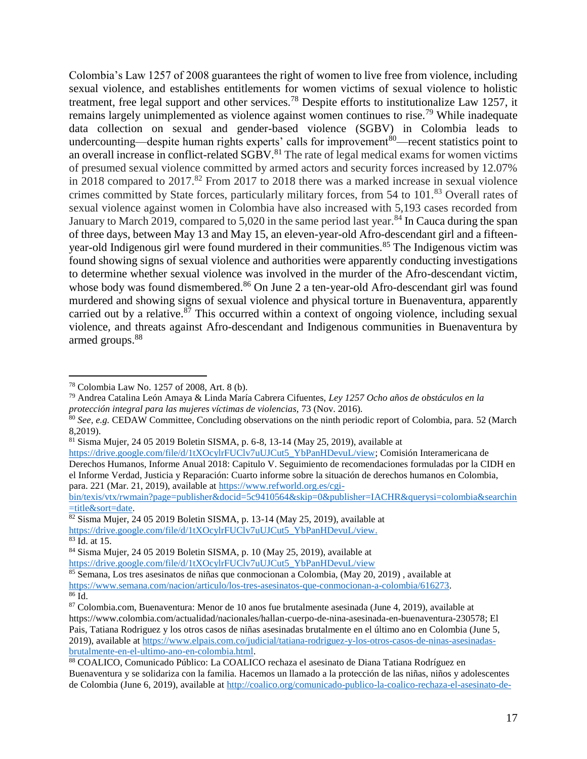Colombia's Law 1257 of 2008 guarantees the right of women to live free from violence, including sexual violence, and establishes entitlements for women victims of sexual violence to holistic treatment, free legal support and other services.[78] Despite efforts to institutionalize Law 1257, it remains largely unimplemented as violence against women continues to rise.[79] While inadequate data collection on sexual and gender-based violence (SGBV) in Colombia leads to undercounting—despite human rights experts' calls for improvement[80]—recent statistics point to an overall increase in conflict-related SGBV.[81] The rate of legal medical exams for women victims of presumed sexual violence committed by armed actors and security forces increased by 12.07% in 2018 compared to 2017.[82] From 2017 to 2018 there was a marked increase in sexual violence crimes committed by State forces, particularly military forces, from 54 to 101.[83] Overall rates of sexual violence against women in Colombia have also increased with 5,193 cases recorded from January to March 2019, compared to 5,020 in the same period last year.[84] In Cauca during the span of three days, between May 13 and May 15, an eleven-year-old Afro-descendant girl and a fifteen-year-old Indigenous girl were found murdered in their communities.[85] The Indigenous victim was found showing signs of sexual violence and authorities were apparently conducting investigations to determine whether sexual violence was involved in the murder of the Afro-descendant victim, whose body was found dismembered.[86] On June 2 a ten-year-old Afro-descendant girl was found murdered and showing signs of sexual violence and physical torture in Buenaventura, apparently carried out by a relative.[87] This occurred within a context of ongoing violence, including sexual violence, and threats against Afro-descendant and Indigenous communities in Buenaventura by armed groups.[88]

---

[78] Colombia Law No. 1257 of 2008, Art. 8 (b).

[79] Andrea Catalina León Amaya & Linda María Cabrera Cifuentes, *Ley 1257 Ocho años de obstáculos en la protección integral para las mujeres víctimas de violencias,* 73 (Nov. 2016).

[80] *See*, *e.g.* CEDAW Committee, Concluding observations on the ninth periodic report of Colombia, para. 52 (March 8,2019).

[81] Sisma Mujer, 24 05 2019 Boletin SISMA, p. 6-8, 13-14 (May 25, 2019), available at https://drive.google.com/file/d/1tXOcylrFUClv7uUJCut5_YbPanHDevuL/view; Comisión Interamericana de Derechos Humanos, Informe Anual 2018: Capitulo V. Seguimiento de recomendaciones formuladas por la CIDH en el Informe Verdad, Justicia y Reparación: Cuarto informe sobre la situación de derechos humanos en Colombia, para. 221 (Mar. 21, 2019), available at https://www.refworld.org.es/cgi-bin/texis/vtx/rwmain?page=publisher&docid=5c9410564&skip=0&publisher=IACHR&querysi=colombia&searchin=title&sort=date.

[82] Sisma Mujer, 24 05 2019 Boletin SISMA, p. 13-14 (May 25, 2019), available at https://drive.google.com/file/d/1tXOcylrFUClv7uUJCut5_YbPanHDevuL/view.

[83] Id. at 15.

[84] Sisma Mujer, 24 05 2019 Boletin SISMA, p. 10 (May 25, 2019), available at https://drive.google.com/file/d/1tXOcylrFUClv7uUJCut5_YbPanHDevuL/view

[85] Semana, Los tres asesinatos de niñas que conmocionan a Colombia, (May 20, 2019) , available at https://www.semana.com/nacion/articulo/los-tres-asesinatos-que-conmocionan-a-colombia/616273.

[86] Id.

[87] Colombia.com, Buenaventura: Menor de 10 anos fue brutalmente asesinada (June 4, 2019), available at https://www.colombia.com/actualidad/nacionales/hallan-cuerpo-de-nina-asesinada-en-buenaventura-230578; El Pais, Tatiana Rodriguez y los otros casos de niñas asesinadas brutalmente en el último ano en Colombia (June 5, 2019), available at https://www.elpais.com.co/judicial/tatiana-rodriguez-y-los-otros-casos-de-ninas-asesinadas-brutalmente-en-el-ultimo-ano-en-colombia.html.

[88] COALICO, Comunicado Público: La COALICO rechaza el asesinato de Diana Tatiana Rodríguez en Buenaventura y se solidariza con la familia. Hacemos un llamado a la protección de las niñas, niños y adolescentes de Colombia (June 6, 2019), available at http://coalico.org/comunicado-publico-la-coalico-rechaza-el-asesinato-de-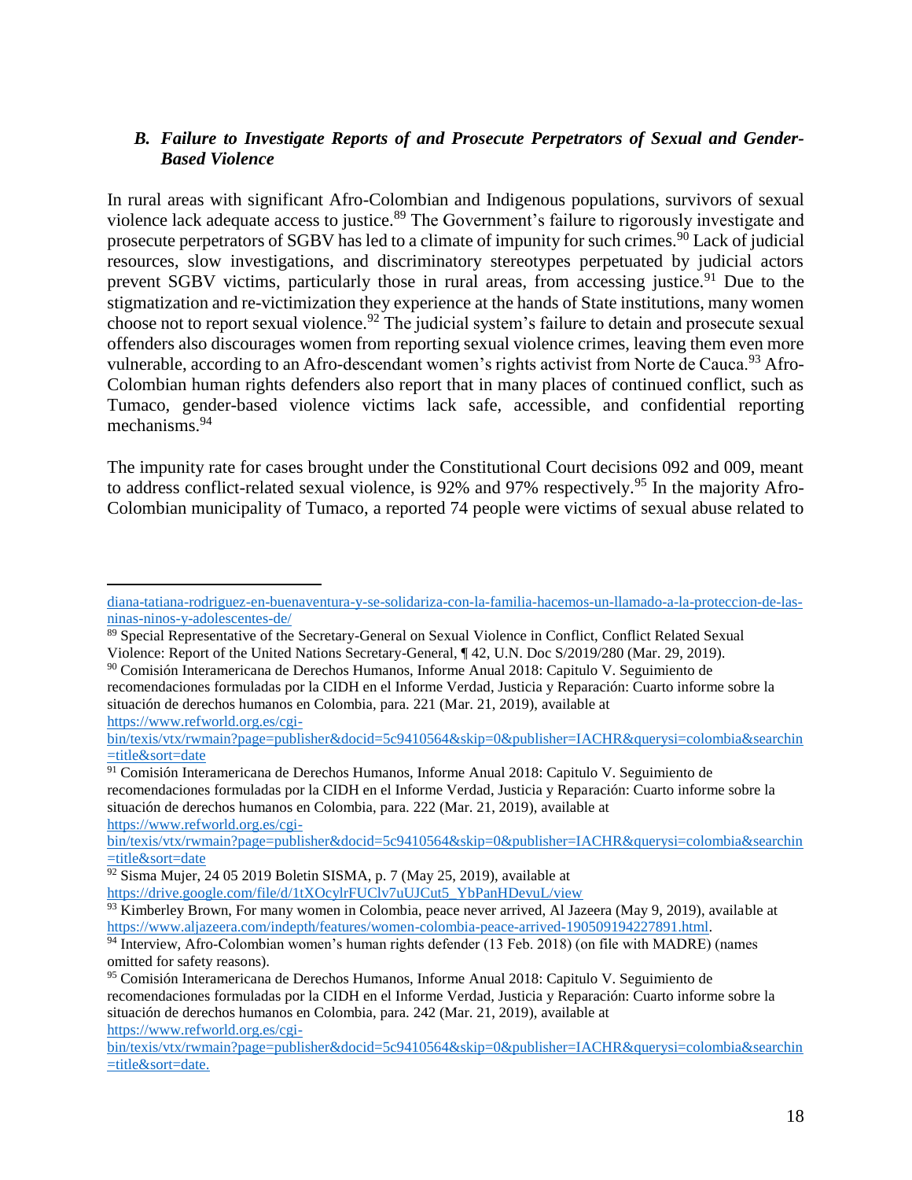### B. *Failure to Investigate Reports of and Prosecute Perpetrators of Sexual and Gender-Based Violence*

In rural areas with significant Afro-Colombian and Indigenous populations, survivors of sexual violence lack adequate access to justice.[89] The Government's failure to rigorously investigate and prosecute perpetrators of SGBV has led to a climate of impunity for such crimes.[90] Lack of judicial resources, slow investigations, and discriminatory stereotypes perpetuated by judicial actors prevent SGBV victims, particularly those in rural areas, from accessing justice.[91] Due to the stigmatization and re-victimization they experience at the hands of State institutions, many women choose not to report sexual violence.[92] The judicial system's failure to detain and prosecute sexual offenders also discourages women from reporting sexual violence crimes, leaving them even more vulnerable, according to an Afro-descendant women's rights activist from Norte de Cauca.[93] Afro-Colombian human rights defenders also report that in many places of continued conflict, such as Tumaco, gender-based violence victims lack safe, accessible, and confidential reporting mechanisms.[94]

The impunity rate for cases brought under the Constitutional Court decisions 092 and 009, meant to address conflict-related sexual violence, is 92% and 97% respectively.[95] In the majority Afro-Colombian municipality of Tumaco, a reported 74 people were victims of sexual abuse related to

---

diana-tatiana-rodriguez-en-buenaventura-y-se-solidariza-con-la-familia-hacemos-un-llamado-a-la-proteccion-de-las-ninas-ninos-y-adolescentes-de/

[89] Special Representative of the Secretary-General on Sexual Violence in Conflict, Conflict Related Sexual Violence: Report of the United Nations Secretary-General, ¶ 42, U.N. Doc S/2019/280 (Mar. 29, 2019).

[90] Comisión Interamericana de Derechos Humanos, Informe Anual 2018: Capitulo V. Seguimiento de recomendaciones formuladas por la CIDH en el Informe Verdad, Justicia y Reparación: Cuarto informe sobre la situación de derechos humanos en Colombia, para. 221 (Mar. 21, 2019), available at https://www.refworld.org.es/cgi-bin/texis/vtx/rwmain?page=publisher&docid=5c9410564&skip=0&publisher=IACHR&querysi=colombia&searchin=title&sort=date

[91] Comisión Interamericana de Derechos Humanos, Informe Anual 2018: Capitulo V. Seguimiento de recomendaciones formuladas por la CIDH en el Informe Verdad, Justicia y Reparación: Cuarto informe sobre la situación de derechos humanos en Colombia, para. 222 (Mar. 21, 2019), available at https://www.refworld.org.es/cgi-bin/texis/vtx/rwmain?page=publisher&docid=5c9410564&skip=0&publisher=IACHR&querysi=colombia&searchin=title&sort=date

[92] Sisma Mujer, 24 05 2019 Boletin SISMA, p. 7 (May 25, 2019), available at https://drive.google.com/file/d/1tXOcylrFUClv7uUJCut5_YbPanHDevuL/view

[93] Kimberley Brown, For many women in Colombia, peace never arrived, Al Jazeera (May 9, 2019), available at https://www.aljazeera.com/indepth/features/women-colombia-peace-arrived-190509194227891.html.

[94] Interview, Afro-Colombian women's human rights defender (13 Feb. 2018) (on file with MADRE) (names omitted for safety reasons).

[95] Comisión Interamericana de Derechos Humanos, Informe Anual 2018: Capitulo V. Seguimiento de recomendaciones formuladas por la CIDH en el Informe Verdad, Justicia y Reparación: Cuarto informe sobre la situación de derechos humanos en Colombia, para. 242 (Mar. 21, 2019), available at https://www.refworld.org.es/cgi-bin/texis/vtx/rwmain?page=publisher&docid=5c9410564&skip=0&publisher=IACHR&querysi=colombia&searchin=title&sort=date.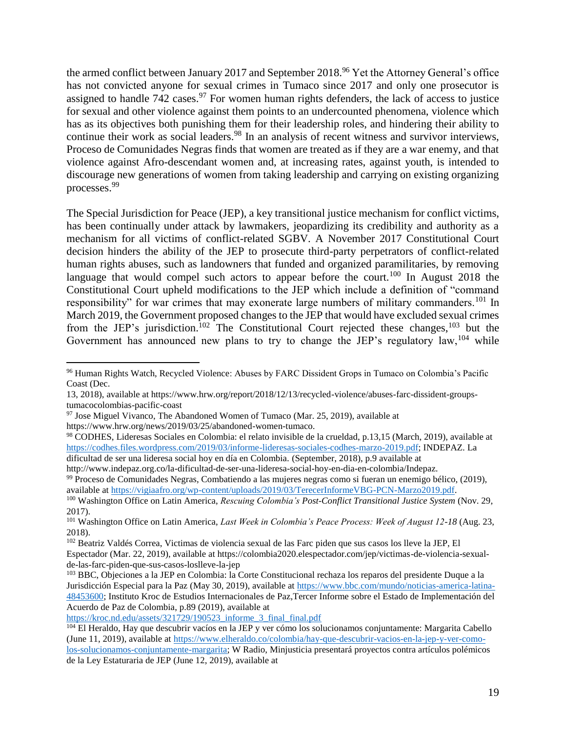the armed conflict between January 2017 and September 2018.[96] Yet the Attorney General's office has not convicted anyone for sexual crimes in Tumaco since 2017 and only one prosecutor is assigned to handle 742 cases.[97] For women human rights defenders, the lack of access to justice for sexual and other violence against them points to an undercounted phenomena, violence which has as its objectives both punishing them for their leadership roles, and hindering their ability to continue their work as social leaders.[98] In an analysis of recent witness and survivor interviews, Proceso de Comunidades Negras finds that women are treated as if they are a war enemy, and that violence against Afro-descendant women and, at increasing rates, against youth, is intended to discourage new generations of women from taking leadership and carrying on existing organizing processes.[99]

The Special Jurisdiction for Peace (JEP), a key transitional justice mechanism for conflict victims, has been continually under attack by lawmakers, jeopardizing its credibility and authority as a mechanism for all victims of conflict-related SGBV. A November 2017 Constitutional Court decision hinders the ability of the JEP to prosecute third-party perpetrators of conflict-related human rights abuses, such as landowners that funded and organized paramilitaries, by removing language that would compel such actors to appear before the court.[100] In August 2018 the Constitutional Court upheld modifications to the JEP which include a definition of "command responsibility" for war crimes that may exonerate large numbers of military commanders.[101] In March 2019, the Government proposed changes to the JEP that would have excluded sexual crimes from the JEP's jurisdiction.[102] The Constitutional Court rejected these changes,[103] but the Government has announced new plans to try to change the JEP's regulatory law,[104] while

---

[96] Human Rights Watch, Recycled Violence: Abuses by FARC Dissident Grops in Tumaco on Colombia's Pacific Coast (Dec.
13, 2018), available at https://www.hrw.org/report/2018/12/13/recycled-violence/abuses-farc-dissident-groups-tumacocolombias-pacific-coast

[97] Jose Miguel Vivanco, The Abandoned Women of Tumaco (Mar. 25, 2019), available at https://www.hrw.org/news/2019/03/25/abandoned-women-tumaco.

[98] CODHES, Lideresas Sociales en Colombia: el relato invisible de la crueldad, p.13,15 (March, 2019), available at https://codhes.files.wordpress.com/2019/03/informe-lideresas-sociales-codhes-marzo-2019.pdf; INDEPAZ. La dificultad de ser una lideresa social hoy en día en Colombia. (September, 2018), p.9 available at http://www.indepaz.org.co/la-dificultad-de-ser-una-lideresa-social-hoy-en-dia-en-colombia/Indepaz.

[99] Proceso de Comunidades Negras, Combatiendo a las mujeres negras como si fueran un enemigo bélico, (2019), available at https://vigiaafro.org/wp-content/uploads/2019/03/TerecerInformeVBG-PCN-Marzo2019.pdf.

[100] Washington Office on Latin America, *Rescuing Colombia's Post-Conflict Transitional Justice System* (Nov. 29, 2017).

[101] Washington Office on Latin America, *Last Week in Colombia's Peace Process: Week of August 12-18* (Aug. 23, 2018).

[102] Beatriz Valdés Correa, Victimas de violencia sexual de las Farc piden que sus casos los lleve la JEP, El Espectador (Mar. 22, 2019), available at https://colombia2020.elespectador.com/jep/victimas-de-violencia-sexual-de-las-farc-piden-que-sus-casos-loslleve-la-jep

[103] BBC, Objeciones a la JEP en Colombia: la Corte Constitucional rechaza los reparos del presidente Duque a la Jurisdicción Especial para la Paz (May 30, 2019), available at https://www.bbc.com/mundo/noticias-america-latina-48453600; Instituto Kroc de Estudios Internacionales de Paz,Tercer Informe sobre el Estado de Implementación del Acuerdo de Paz de Colombia, p.89 (2019), available at https://kroc.nd.edu/assets/321729/190523_informe_3_final_final.pdf

[104] El Heraldo, Hay que descubrir vacíos en la JEP y ver cómo los solucionamos conjuntamente: Margarita Cabello (June 11, 2019), available at https://www.elheraldo.co/colombia/hay-que-descubrir-vacios-en-la-jep-y-ver-como-los-solucionamos-conjuntamente-margarita; W Radio, Minjusticia presentará proyectos contra artículos polémicos de la Ley Estaturaria de JEP (June 12, 2019), available at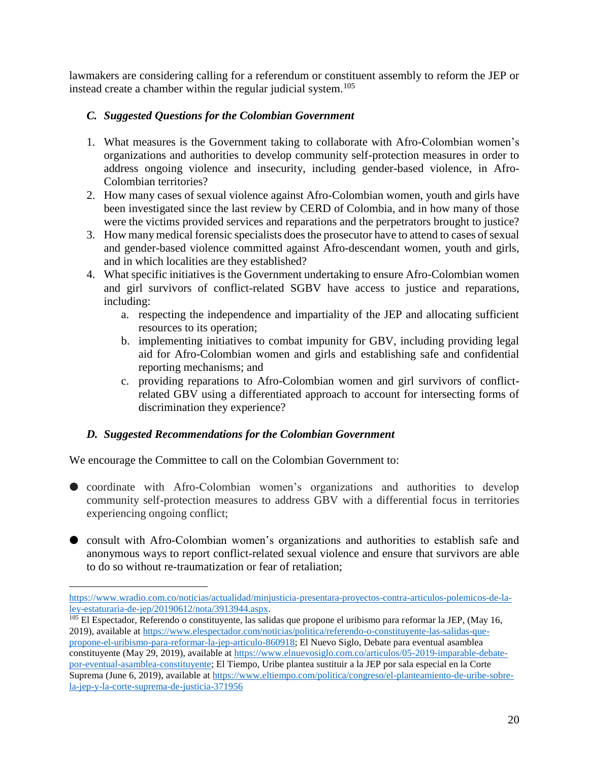lawmakers are considering calling for a referendum or constituent assembly to reform the JEP or instead create a chamber within the regular judicial system.[105]

### *C. Suggested Questions for the Colombian Government*

1. What measures is the Government taking to collaborate with Afro-Colombian women's organizations and authorities to develop community self-protection measures in order to address ongoing violence and insecurity, including gender-based violence, in Afro-Colombian territories?
2. How many cases of sexual violence against Afro-Colombian women, youth and girls have been investigated since the last review by CERD of Colombia, and in how many of those were the victims provided services and reparations and the perpetrators brought to justice?
3. How many medical forensic specialists does the prosecutor have to attend to cases of sexual and gender-based violence committed against Afro-descendant women, youth and girls, and in which localities are they established?
4. What specific initiatives is the Government undertaking to ensure Afro-Colombian women and girl survivors of conflict-related SGBV have access to justice and reparations, including:
   a. respecting the independence and impartiality of the JEP and allocating sufficient resources to its operation;
   b. implementing initiatives to combat impunity for GBV, including providing legal aid for Afro-Colombian women and girls and establishing safe and confidential reporting mechanisms; and
   c. providing reparations to Afro-Colombian women and girl survivors of conflict-related GBV using a differentiated approach to account for intersecting forms of discrimination they experience?

### *D. Suggested Recommendations for the Colombian Government*

We encourage the Committee to call on the Colombian Government to:

- coordinate with Afro-Colombian women's organizations and authorities to develop community self-protection measures to address GBV with a differential focus in territories experiencing ongoing conflict;
- consult with Afro-Colombian women's organizations and authorities to establish safe and anonymous ways to report conflict-related sexual violence and ensure that survivors are able to do so without re-traumatization or fear of retaliation;

---

https://www.wradio.com.co/noticias/actualidad/minjusticia-presentara-proyectos-contra-articulos-polemicos-de-la-ley-estaturaria-de-jep/20190612/nota/3913944.aspx.

[105] El Espectador, Referendo o constituyente, las salidas que propone el uribismo para reformar la JEP, (May 16, 2019), available at https://www.elespectador.com/noticias/politica/referendo-o-constituyente-las-salidas-que-propone-el-uribismo-para-reformar-la-jep-articulo-860918; El Nuevo Siglo, Debate para eventual asamblea constituyente (May 29, 2019), available at https://www.elnuevosiglo.com.co/articulos/05-2019-imparable-debate-por-eventual-asamblea-constituyente; El Tiempo, Uribe plantea sustituir a la JEP por sala especial en la Corte Suprema (June 6, 2019), available at https://www.eltiempo.com/politica/congreso/el-planteamiento-de-uribe-sobre-la-jep-y-la-corte-suprema-de-justicia-371956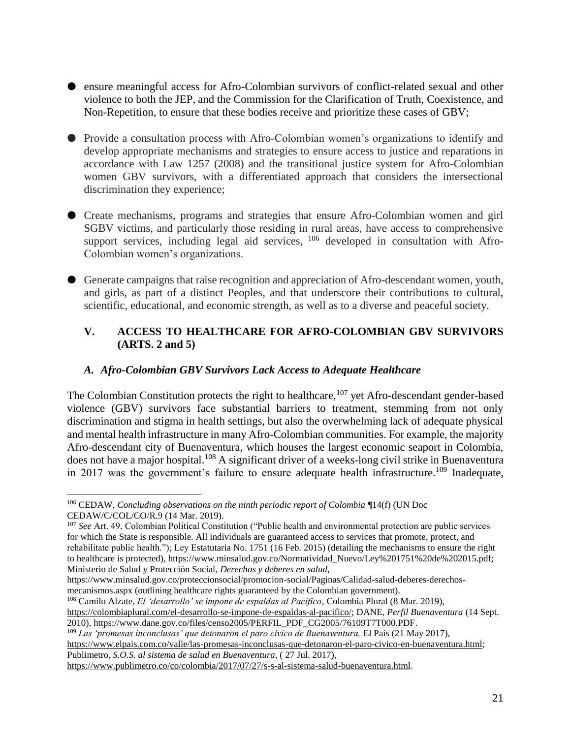- ensure meaningful access for Afro-Colombian survivors of conflict-related sexual and other violence to both the JEP, and the Commission for the Clarification of Truth, Coexistence, and Non-Repetition, to ensure that these bodies receive and prioritize these cases of GBV;

- Provide a consultation process with Afro-Colombian women's organizations to identify and develop appropriate mechanisms and strategies to ensure access to justice and reparations in accordance with Law 1257 (2008) and the transitional justice system for Afro-Colombian women GBV survivors, with a differentiated approach that considers the intersectional discrimination they experience;

- Create mechanisms, programs and strategies that ensure Afro-Colombian women and girl SGBV victims, and particularly those residing in rural areas, have access to comprehensive support services, including legal aid services, [106] developed in consultation with Afro-Colombian women's organizations.

- Generate campaigns that raise recognition and appreciation of Afro-descendant women, youth, and girls, as part of a distinct Peoples, and that underscore their contributions to cultural, scientific, educational, and economic strength, as well as to a diverse and peaceful society.

## V. ACCESS TO HEALTHCARE FOR AFRO-COLOMBIAN GBV SURVIVORS (ARTS. 2 and 5)

### *A. Afro-Colombian GBV Survivors Lack Access to Adequate Healthcare*

The Colombian Constitution protects the right to healthcare,[107] yet Afro-descendant gender-based violence (GBV) survivors face substantial barriers to treatment, stemming from not only discrimination and stigma in health settings, but also the overwhelming lack of adequate physical and mental health infrastructure in many Afro-Colombian communities. For example, the majority Afro-descendant city of Buenaventura, which houses the largest economic seaport in Colombia, does not have a major hospital.[108] A significant driver of a weeks-long civil strike in Buenaventura in 2017 was the government's failure to ensure adequate health infrastructure.[109] Inadequate,

---

[106] CEDAW, *Concluding observations on the ninth periodic report of Colombia* ¶14(f) (UN Doc CEDAW/C/COL/CO/R.9 (14 Mar. 2019).

[107] *See* Art. 49, Colombian Political Constitution ("Public health and environmental protection are public services for which the State is responsible. All individuals are guaranteed access to services that promote, protect, and rehabilitate public health."); Ley Estatutaria No. 1751 (16 Feb. 2015) (detailing the mechanisms to ensure the right to healthcare is protected), https://www.minsalud.gov.co/Normatividad_Nuevo/Ley%201751%20de%202015.pdf; Ministerio de Salud y Protección Social, *Derechos y deberes en salud*, https://www.minsalud.gov.co/proteccionsocial/promocion-social/Paginas/Calidad-salud-deberes-derechos-mecanismos.aspx (outlining healthcare rights guaranteed by the Colombian government).

[108] Camilo Alzate, *El 'desarrollo' se impone de espaldas al Pacífico*, Colombia Plural (8 Mar. 2019), https://colombiaplural.com/el-desarrollo-se-impone-de-espaldas-al-pacifico/; DANE, *Perfil Buenaventura* (14 Sept. 2010), https://www.dane.gov.co/files/censo2005/PERFIL_PDF_CG2005/76109T7T000.PDF.

[109] *Las 'promesas inconclusas' que detonaron el paro cívico de Buenaventura,* El País (21 May 2017), https://www.elpais.com.co/valle/las-promesas-inconclusas-que-detonaron-el-paro-civico-en-buenaventura.html; Publimetro, *S.O.S. al sistema de salud en Buenaventura*, ( 27 Jul. 2017), https://www.publimetro.co/co/colombia/2017/07/27/s-s-al-sistema-salud-buenaventura.html.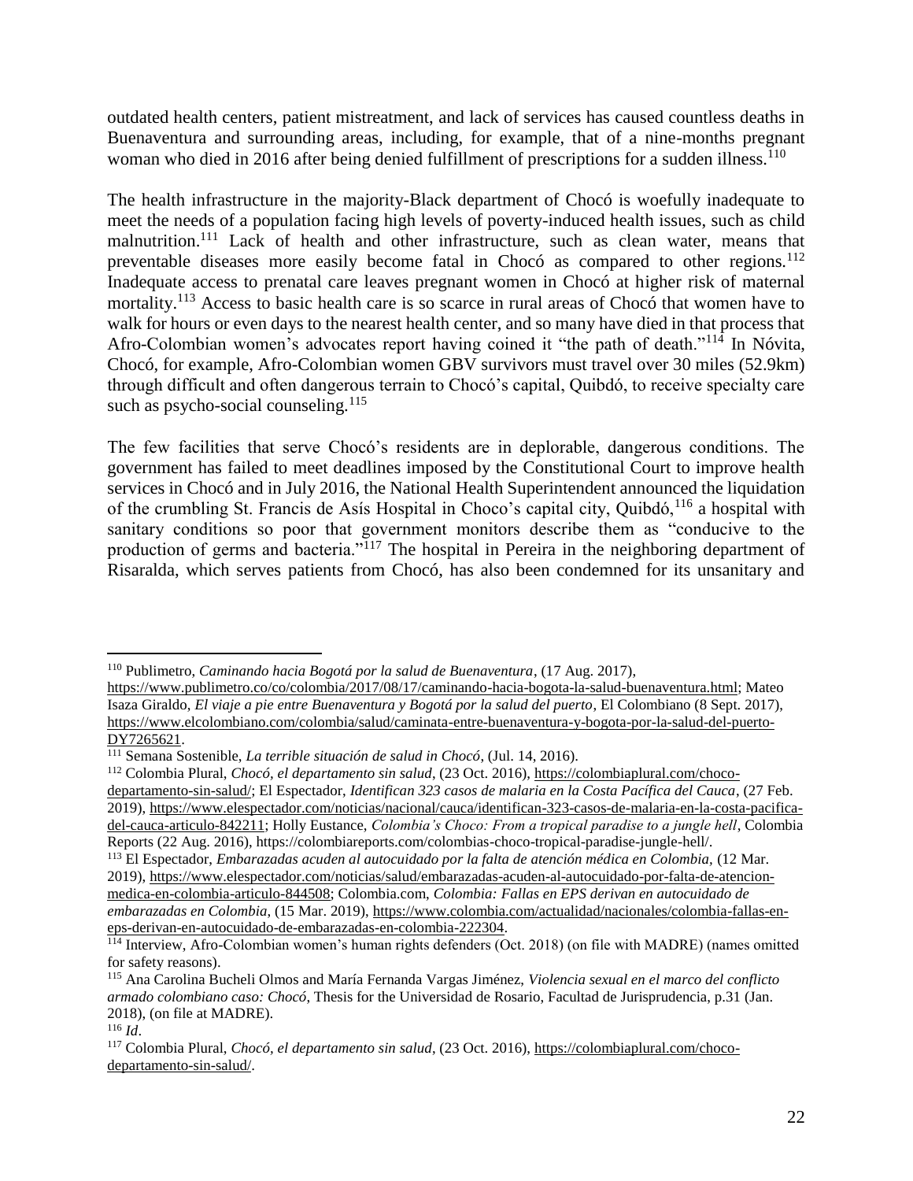outdated health centers, patient mistreatment, and lack of services has caused countless deaths in Buenaventura and surrounding areas, including, for example, that of a nine-months pregnant woman who died in 2016 after being denied fulfillment of prescriptions for a sudden illness.[110]

The health infrastructure in the majority-Black department of Chocó is woefully inadequate to meet the needs of a population facing high levels of poverty-induced health issues, such as child malnutrition.[111] Lack of health and other infrastructure, such as clean water, means that preventable diseases more easily become fatal in Chocó as compared to other regions.[112] Inadequate access to prenatal care leaves pregnant women in Chocó at higher risk of maternal mortality.[113] Access to basic health care is so scarce in rural areas of Chocó that women have to walk for hours or even days to the nearest health center, and so many have died in that process that Afro-Colombian women's advocates report having coined it "the path of death."[114] In Nóvita, Chocó, for example, Afro-Colombian women GBV survivors must travel over 30 miles (52.9km) through difficult and often dangerous terrain to Chocó's capital, Quibdó, to receive specialty care such as psycho-social counseling.[115]

The few facilities that serve Chocó's residents are in deplorable, dangerous conditions. The government has failed to meet deadlines imposed by the Constitutional Court to improve health services in Chocó and in July 2016, the National Health Superintendent announced the liquidation of the crumbling St. Francis de Asís Hospital in Choco's capital city, Quibdó,[116] a hospital with sanitary conditions so poor that government monitors describe them as "conducive to the production of germs and bacteria."[117] The hospital in Pereira in the neighboring department of Risaralda, which serves patients from Chocó, has also been condemned for its unsanitary and

---

[110] Publimetro, *Caminando hacia Bogotá por la salud de Buenaventura*, (17 Aug. 2017), https://www.publimetro.co/co/colombia/2017/08/17/caminando-hacia-bogota-la-salud-buenaventura.html; Mateo Isaza Giraldo, *El viaje a pie entre Buenaventura y Bogotá por la salud del puerto*, El Colombiano (8 Sept. 2017), https://www.elcolombiano.com/colombia/salud/caminata-entre-buenaventura-y-bogota-por-la-salud-del-puerto-DY7265621.

[111] Semana Sostenible, *La terrible situación de salud in Chocó*, (Jul. 14, 2016).

[112] Colombia Plural, *Chocó, el departamento sin salud*, (23 Oct. 2016), https://colombiaplural.com/choco-departamento-sin-salud/; El Espectador, *Identifican 323 casos de malaria en la Costa Pacífica del Cauca*, (27 Feb. 2019), https://www.elespectador.com/noticias/nacional/cauca/identifican-323-casos-de-malaria-en-la-costa-pacifica-del-cauca-articulo-842211; Holly Eustance, *Colombia's Choco: From a tropical paradise to a jungle hell*, Colombia Reports (22 Aug. 2016), https://colombiareports.com/colombias-choco-tropical-paradise-jungle-hell/.

[113] El Espectador, *Embarazadas acuden al autocuidado por la falta de atención médica en Colombia*, (12 Mar. 2019), https://www.elespectador.com/noticias/salud/embarazadas-acuden-al-autocuidado-por-falta-de-atencion-medica-en-colombia-articulo-844508; Colombia.com, *Colombia: Fallas en EPS derivan en autocuidado de embarazadas en Colombia*, (15 Mar. 2019), https://www.colombia.com/actualidad/nacionales/colombia-fallas-en-eps-derivan-en-autocuidado-de-embarazadas-en-colombia-222304.

[114] Interview, Afro-Colombian women's human rights defenders (Oct. 2018) (on file with MADRE) (names omitted for safety reasons).

[115] Ana Carolina Bucheli Olmos and María Fernanda Vargas Jiménez, *Violencia sexual en el marco del conflicto armado colombiano caso: Chocó*, Thesis for the Universidad de Rosario, Facultad de Jurisprudencia, p.31 (Jan. 2018), (on file at MADRE).

[116] *Id*.

[117] Colombia Plural, *Chocó, el departamento sin salud*, (23 Oct. 2016), https://colombiaplural.com/choco-departamento-sin-salud/.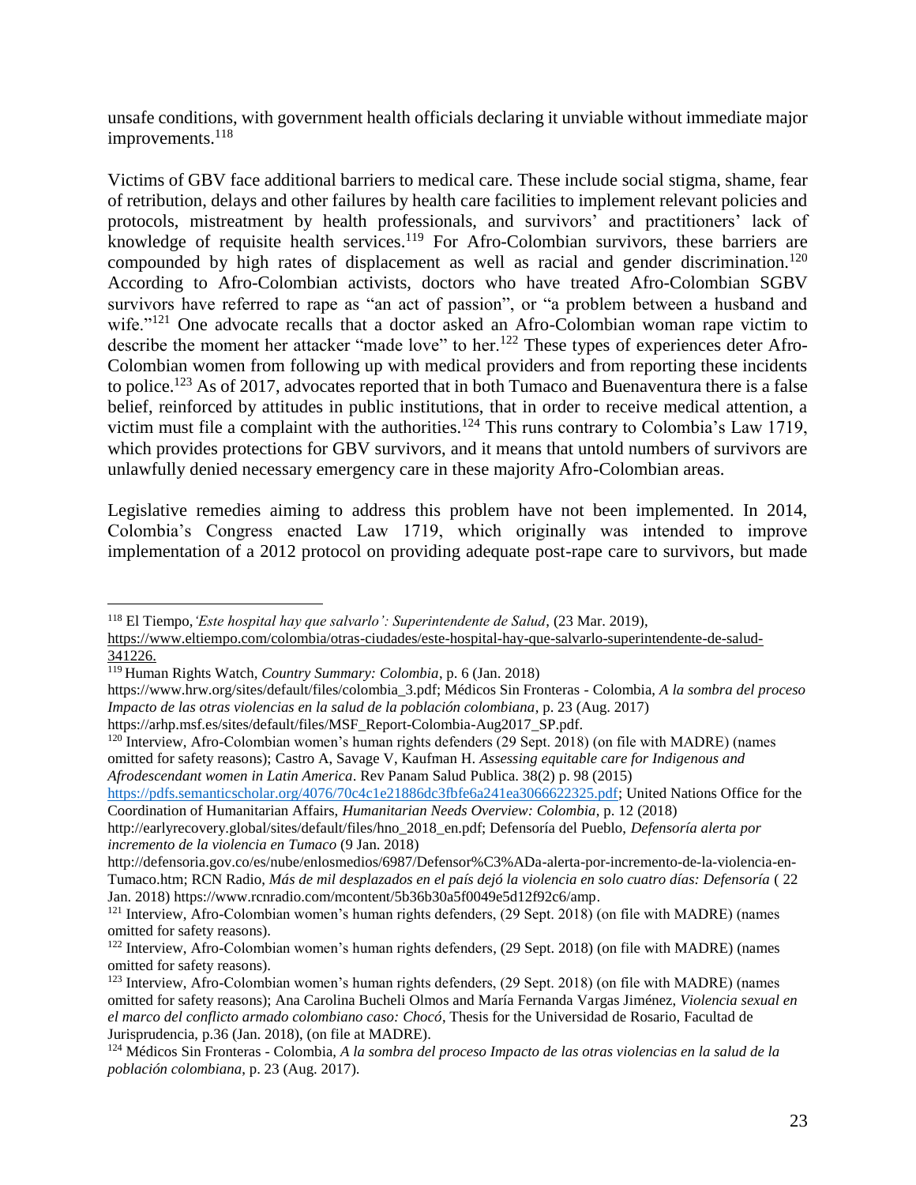unsafe conditions, with government health officials declaring it unviable without immediate major improvements.[118]

Victims of GBV face additional barriers to medical care. These include social stigma, shame, fear of retribution, delays and other failures by health care facilities to implement relevant policies and protocols, mistreatment by health professionals, and survivors' and practitioners' lack of knowledge of requisite health services.[119] For Afro-Colombian survivors, these barriers are compounded by high rates of displacement as well as racial and gender discrimination.[120] According to Afro-Colombian activists, doctors who have treated Afro-Colombian SGBV survivors have referred to rape as "an act of passion", or "a problem between a husband and wife."[121] One advocate recalls that a doctor asked an Afro-Colombian woman rape victim to describe the moment her attacker "made love" to her.[122] These types of experiences deter Afro-Colombian women from following up with medical providers and from reporting these incidents to police.[123] As of 2017, advocates reported that in both Tumaco and Buenaventura there is a false belief, reinforced by attitudes in public institutions, that in order to receive medical attention, a victim must file a complaint with the authorities.[124] This runs contrary to Colombia's Law 1719, which provides protections for GBV survivors, and it means that untold numbers of survivors are unlawfully denied necessary emergency care in these majority Afro-Colombian areas.

Legislative remedies aiming to address this problem have not been implemented. In 2014, Colombia's Congress enacted Law 1719, which originally was intended to improve implementation of a 2012 protocol on providing adequate post-rape care to survivors, but made

---

[118] El Tiempo, *'Este hospital hay que salvarlo': Superintendente de Salud*, (23 Mar. 2019), https://www.eltiempo.com/colombia/otras-ciudades/este-hospital-hay-que-salvarlo-superintendente-de-salud-341226.

[119] Human Rights Watch, *Country Summary: Colombia*, p. 6 (Jan. 2018) https://www.hrw.org/sites/default/files/colombia_3.pdf; Médicos Sin Fronteras - Colombia, *A la sombra del proceso Impacto de las otras violencias en la salud de la población colombiana*, p. 23 (Aug. 2017) https://arhp.msf.es/sites/default/files/MSF_Report-Colombia-Aug2017_SP.pdf.

[120] Interview, Afro-Colombian women's human rights defenders (29 Sept. 2018) (on file with MADRE) (names omitted for safety reasons); Castro A, Savage V, Kaufman H. *Assessing equitable care for Indigenous and Afrodescendant women in Latin America*. Rev Panam Salud Publica. 38(2) p. 98 (2015) https://pdfs.semanticscholar.org/4076/70c4c1e21886dc3fbfe6a241ea3066622325.pdf; United Nations Office for the Coordination of Humanitarian Affairs, *Humanitarian Needs Overview: Colombia*, p. 12 (2018) http://earlyrecovery.global/sites/default/files/hno_2018_en.pdf; Defensoría del Pueblo, *Defensoría alerta por incremento de la violencia en Tumaco* (9 Jan. 2018) http://defensoria.gov.co/es/nube/enlosmedios/6987/Defensor%C3%ADa-alerta-por-incremento-de-la-violencia-en-Tumaco.htm; RCN Radio, *Más de mil desplazados en el país dejó la violencia en solo cuatro días: Defensoría* ( 22 Jan. 2018) https://www.rcnradio.com/mcontent/5b36b30a5f0049e5d12f92c6/amp.

[121] Interview, Afro-Colombian women's human rights defenders, (29 Sept. 2018) (on file with MADRE) (names omitted for safety reasons).

[122] Interview, Afro-Colombian women's human rights defenders, (29 Sept. 2018) (on file with MADRE) (names omitted for safety reasons).

[123] Interview, Afro-Colombian women's human rights defenders, (29 Sept. 2018) (on file with MADRE) (names omitted for safety reasons); Ana Carolina Bucheli Olmos and María Fernanda Vargas Jiménez, *Violencia sexual en el marco del conflicto armado colombiano caso: Chocó*, Thesis for the Universidad de Rosario, Facultad de Jurisprudencia, p.36 (Jan. 2018), (on file at MADRE).

[124] Médicos Sin Fronteras - Colombia, *A la sombra del proceso Impacto de las otras violencias en la salud de la población colombiana*, p. 23 (Aug. 2017).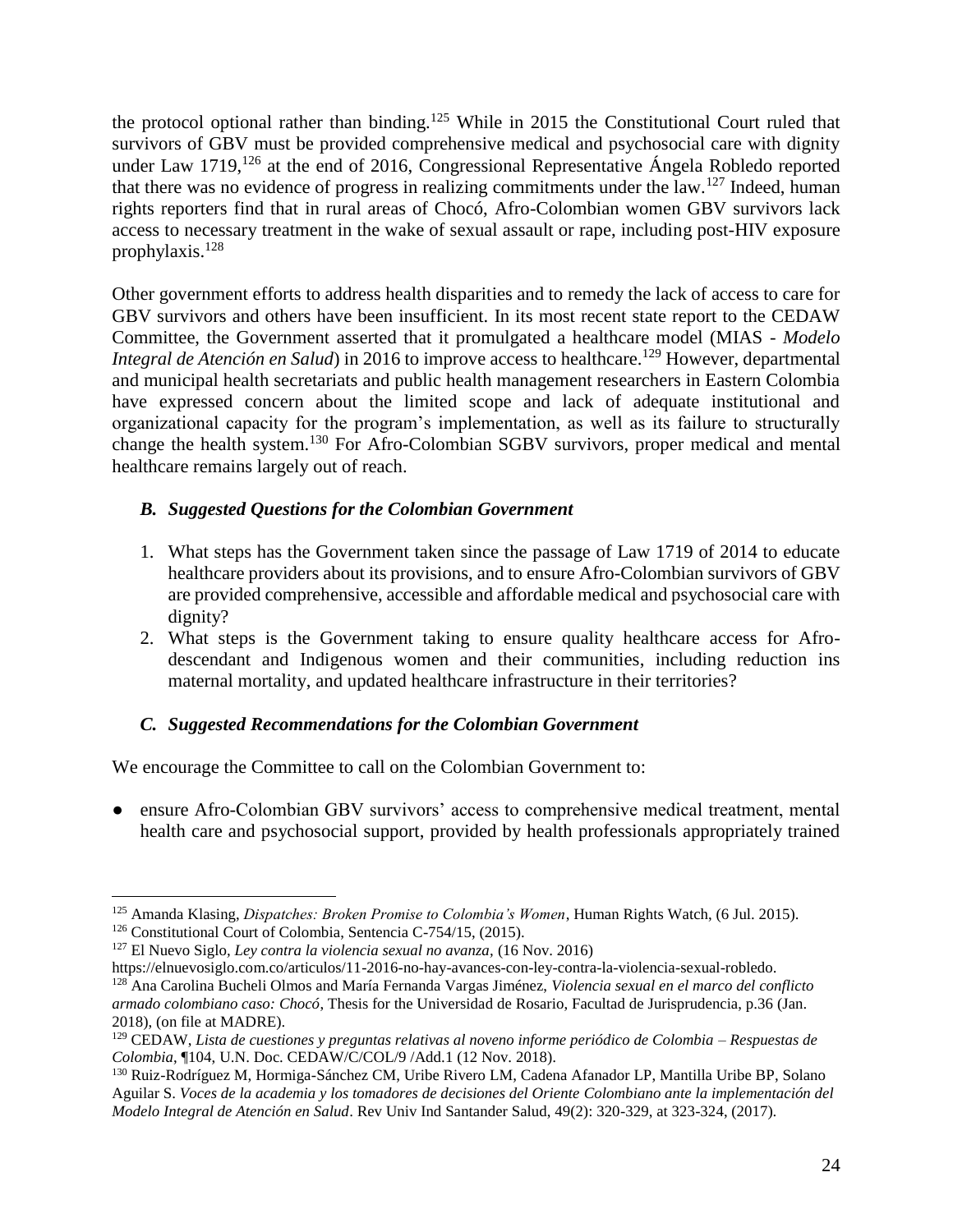the protocol optional rather than binding.[125] While in 2015 the Constitutional Court ruled that survivors of GBV must be provided comprehensive medical and psychosocial care with dignity under Law 1719,[126] at the end of 2016, Congressional Representative Ángela Robledo reported that there was no evidence of progress in realizing commitments under the law.[127] Indeed, human rights reporters find that in rural areas of Chocó, Afro-Colombian women GBV survivors lack access to necessary treatment in the wake of sexual assault or rape, including post-HIV exposure prophylaxis.[128]

Other government efforts to address health disparities and to remedy the lack of access to care for GBV survivors and others have been insufficient. In its most recent state report to the CEDAW Committee, the Government asserted that it promulgated a healthcare model (MIAS - *Modelo Integral de Atención en Salud*) in 2016 to improve access to healthcare.[129] However, departmental and municipal health secretariats and public health management researchers in Eastern Colombia have expressed concern about the limited scope and lack of adequate institutional and organizational capacity for the program's implementation, as well as its failure to structurally change the health system.[130] For Afro-Colombian SGBV survivors, proper medical and mental healthcare remains largely out of reach.

### *B. Suggested Questions for the Colombian Government*

1. What steps has the Government taken since the passage of Law 1719 of 2014 to educate healthcare providers about its provisions, and to ensure Afro-Colombian survivors of GBV are provided comprehensive, accessible and affordable medical and psychosocial care with dignity?
2. What steps is the Government taking to ensure quality healthcare access for Afro-descendant and Indigenous women and their communities, including reduction ins maternal mortality, and updated healthcare infrastructure in their territories?

### *C. Suggested Recommendations for the Colombian Government*

We encourage the Committee to call on the Colombian Government to:

- ensure Afro-Colombian GBV survivors' access to comprehensive medical treatment, mental health care and psychosocial support, provided by health professionals appropriately trained

---

[125] Amanda Klasing, *Dispatches: Broken Promise to Colombia's Women*, Human Rights Watch, (6 Jul. 2015).
[126] Constitutional Court of Colombia, Sentencia C-754/15, (2015).
[127] El Nuevo Siglo, *Ley contra la violencia sexual no avanza*, (16 Nov. 2016) https://elnuevosiglo.com.co/articulos/11-2016-no-hay-avances-con-ley-contra-la-violencia-sexual-robledo.
[128] Ana Carolina Bucheli Olmos and María Fernanda Vargas Jiménez, *Violencia sexual en el marco del conflicto armado colombiano caso: Chocó*, Thesis for the Universidad de Rosario, Facultad de Jurisprudencia, p.36 (Jan. 2018), (on file at MADRE).
[129] CEDAW, *Lista de cuestiones y preguntas relativas al noveno informe periódico de Colombia – Respuestas de Colombia*, ¶104, U.N. Doc. CEDAW/C/COL/9 /Add.1 (12 Nov. 2018).
[130] Ruiz-Rodríguez M, Hormiga-Sánchez CM, Uribe Rivero LM, Cadena Afanador LP, Mantilla Uribe BP, Solano Aguilar S. *Voces de la academia y los tomadores de decisiones del Oriente Colombiano ante la implementación del Modelo Integral de Atención en Salud*. Rev Univ Ind Santander Salud, 49(2): 320-329, at 323-324, (2017).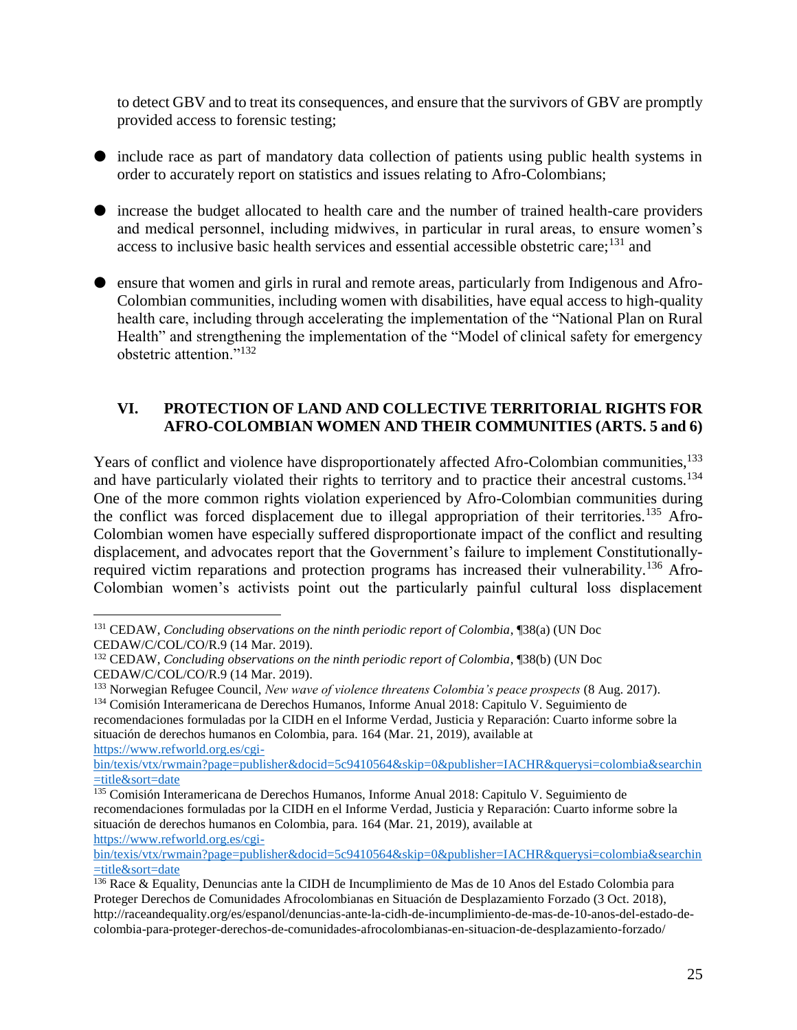to detect GBV and to treat its consequences, and ensure that the survivors of GBV are promptly provided access to forensic testing;

- include race as part of mandatory data collection of patients using public health systems in order to accurately report on statistics and issues relating to Afro-Colombians;

- increase the budget allocated to health care and the number of trained health-care providers and medical personnel, including midwives, in particular in rural areas, to ensure women's access to inclusive basic health services and essential accessible obstetric care;[131] and

- ensure that women and girls in rural and remote areas, particularly from Indigenous and Afro-Colombian communities, including women with disabilities, have equal access to high-quality health care, including through accelerating the implementation of the "National Plan on Rural Health" and strengthening the implementation of the "Model of clinical safety for emergency obstetric attention."[132]

## VI. PROTECTION OF LAND AND COLLECTIVE TERRITORIAL RIGHTS FOR AFRO-COLOMBIAN WOMEN AND THEIR COMMUNITIES (ARTS. 5 and 6)

Years of conflict and violence have disproportionately affected Afro-Colombian communities,[133] and have particularly violated their rights to territory and to practice their ancestral customs.[134] One of the more common rights violation experienced by Afro-Colombian communities during the conflict was forced displacement due to illegal appropriation of their territories.[135] Afro-Colombian women have especially suffered disproportionate impact of the conflict and resulting displacement, and advocates report that the Government's failure to implement Constitutionally-required victim reparations and protection programs has increased their vulnerability.[136] Afro-Colombian women's activists point out the particularly painful cultural loss displacement

---

[131] CEDAW, *Concluding observations on the ninth periodic report of Colombia*, ¶38(a) (UN Doc CEDAW/C/COL/CO/R.9 (14 Mar. 2019).

[132] CEDAW, *Concluding observations on the ninth periodic report of Colombia*, ¶38(b) (UN Doc CEDAW/C/COL/CO/R.9 (14 Mar. 2019).

[133] Norwegian Refugee Council, *New wave of violence threatens Colombia's peace prospects* (8 Aug. 2017).

[134] Comisión Interamericana de Derechos Humanos, Informe Anual 2018: Capitulo V. Seguimiento de recomendaciones formuladas por la CIDH en el Informe Verdad, Justicia y Reparación: Cuarto informe sobre la situación de derechos humanos en Colombia, para. 164 (Mar. 21, 2019), available at https://www.refworld.org.es/cgi-bin/texis/vtx/rwmain?page=publisher&docid=5c9410564&skip=0&publisher=IACHR&querysi=colombia&searchin=title&sort=date

[135] Comisión Interamericana de Derechos Humanos, Informe Anual 2018: Capitulo V. Seguimiento de recomendaciones formuladas por la CIDH en el Informe Verdad, Justicia y Reparación: Cuarto informe sobre la situación de derechos humanos en Colombia, para. 164 (Mar. 21, 2019), available at https://www.refworld.org.es/cgi-bin/texis/vtx/rwmain?page=publisher&docid=5c9410564&skip=0&publisher=IACHR&querysi=colombia&searchin=title&sort=date

[136] Race & Equality, Denuncias ante la CIDH de Incumplimiento de Mas de 10 Anos del Estado Colombia para Proteger Derechos de Comunidades Afrocolombianas en Situación de Desplazamiento Forzado (3 Oct. 2018), http://raceandequality.org/es/espanol/denuncias-ante-la-cidh-de-incumplimiento-de-mas-de-10-anos-del-estado-de-colombia-para-proteger-derechos-de-comunidades-afrocolombianas-en-situacion-de-desplazamiento-forzado/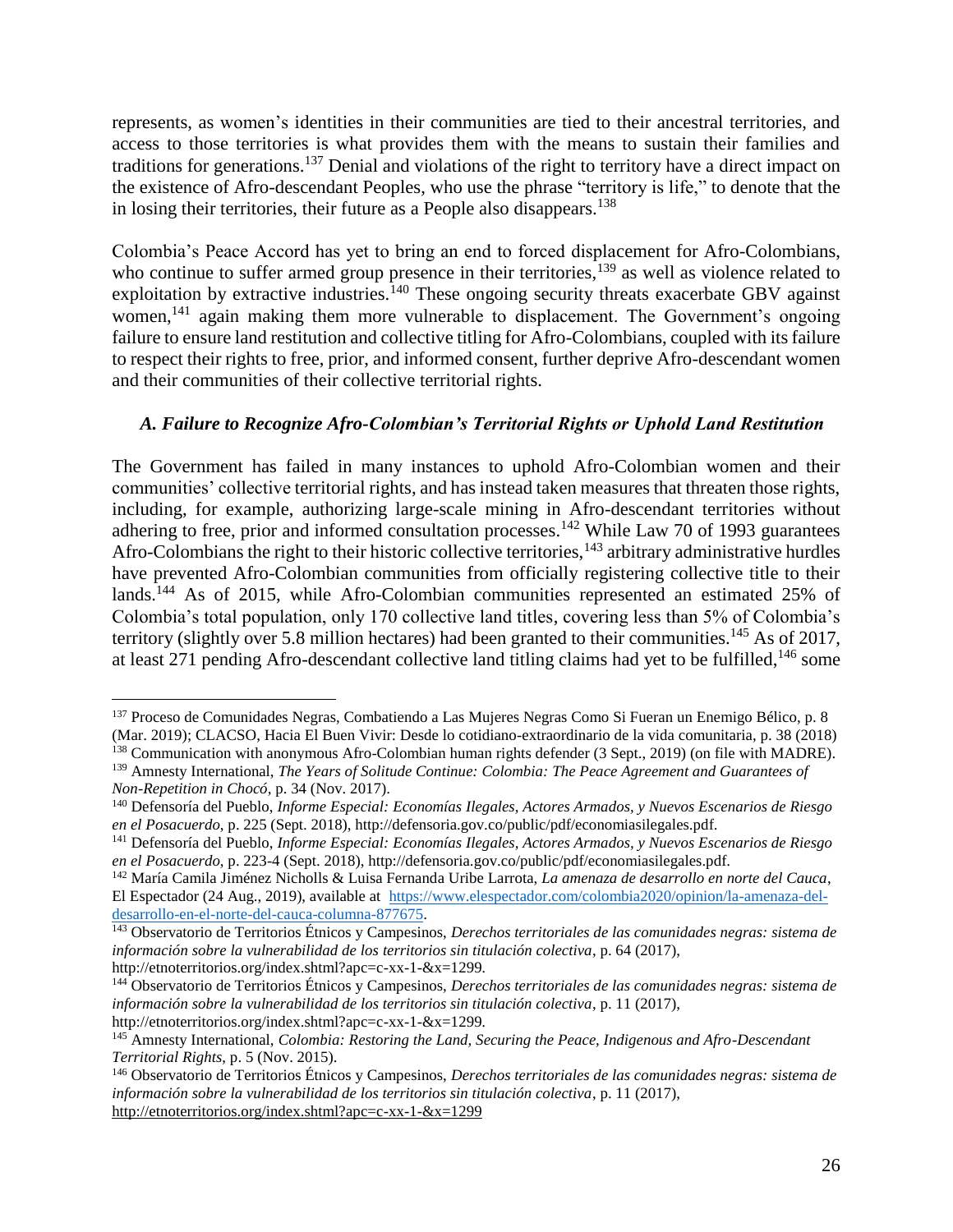represents, as women's identities in their communities are tied to their ancestral territories, and access to those territories is what provides them with the means to sustain their families and traditions for generations.[137] Denial and violations of the right to territory have a direct impact on the existence of Afro-descendant Peoples, who use the phrase "territory is life," to denote that the in losing their territories, their future as a People also disappears.[138]

Colombia's Peace Accord has yet to bring an end to forced displacement for Afro-Colombians, who continue to suffer armed group presence in their territories,[139] as well as violence related to exploitation by extractive industries.[140] These ongoing security threats exacerbate GBV against women,[141] again making them more vulnerable to displacement. The Government's ongoing failure to ensure land restitution and collective titling for Afro-Colombians, coupled with its failure to respect their rights to free, prior, and informed consent, further deprive Afro-descendant women and their communities of their collective territorial rights.

### *A. Failure to Recognize Afro-Colombian's Territorial Rights or Uphold Land Restitution*

The Government has failed in many instances to uphold Afro-Colombian women and their communities' collective territorial rights, and has instead taken measures that threaten those rights, including, for example, authorizing large-scale mining in Afro-descendant territories without adhering to free, prior and informed consultation processes.[142] While Law 70 of 1993 guarantees Afro-Colombians the right to their historic collective territories,[143] arbitrary administrative hurdles have prevented Afro-Colombian communities from officially registering collective title to their lands.[144] As of 2015, while Afro-Colombian communities represented an estimated 25% of Colombia's total population, only 170 collective land titles, covering less than 5% of Colombia's territory (slightly over 5.8 million hectares) had been granted to their communities.[145] As of 2017, at least 271 pending Afro-descendant collective land titling claims had yet to be fulfilled,[146] some

---

[137] Proceso de Comunidades Negras, Combatiendo a Las Mujeres Negras Como Si Fueran un Enemigo Bélico, p. 8 (Mar. 2019); CLACSO, Hacia El Buen Vivir: Desde lo cotidiano-extraordinario de la vida comunitaria, p. 38 (2018)

[138] Communication with anonymous Afro-Colombian human rights defender (3 Sept., 2019) (on file with MADRE).

[139] Amnesty International, *The Years of Solitude Continue: Colombia: The Peace Agreement and Guarantees of Non-Repetition in Chocó*, p. 34 (Nov. 2017).

[140] Defensoría del Pueblo, *Informe Especial: Economías Ilegales, Actores Armados, y Nuevos Escenarios de Riesgo en el Posacuerdo*, p. 225 (Sept. 2018), http://defensoria.gov.co/public/pdf/economiasilegales.pdf.

[141] Defensoría del Pueblo, *Informe Especial: Economías Ilegales, Actores Armados, y Nuevos Escenarios de Riesgo en el Posacuerdo*, p. 223-4 (Sept. 2018), http://defensoria.gov.co/public/pdf/economiasilegales.pdf.

[142] María Camila Jiménez Nicholls & Luisa Fernanda Uribe Larrota, *La amenaza de desarrollo en norte del Cauca*, El Espectador (24 Aug., 2019), available at https://www.elespectador.com/colombia2020/opinion/la-amenaza-del-desarrollo-en-el-norte-del-cauca-columna-877675.

[143] Observatorio de Territorios Étnicos y Campesinos, *Derechos territoriales de las comunidades negras: sistema de información sobre la vulnerabilidad de los territorios sin titulación colectiva*, p. 64 (2017), http://etnoterritorios.org/index.shtml?apc=c-xx-1-&x=1299.

[144] Observatorio de Territorios Étnicos y Campesinos, *Derechos territoriales de las comunidades negras: sistema de información sobre la vulnerabilidad de los territorios sin titulación colectiva*, p. 11 (2017), http://etnoterritorios.org/index.shtml?apc=c-xx-1-&x=1299.

[145] Amnesty International, *Colombia: Restoring the Land, Securing the Peace, Indigenous and Afro-Descendant Territorial Rights*, p. 5 (Nov. 2015).

[146] Observatorio de Territorios Étnicos y Campesinos, *Derechos territoriales de las comunidades negras: sistema de información sobre la vulnerabilidad de los territorios sin titulación colectiva*, p. 11 (2017), http://etnoterritorios.org/index.shtml?apc=c-xx-1-&x=1299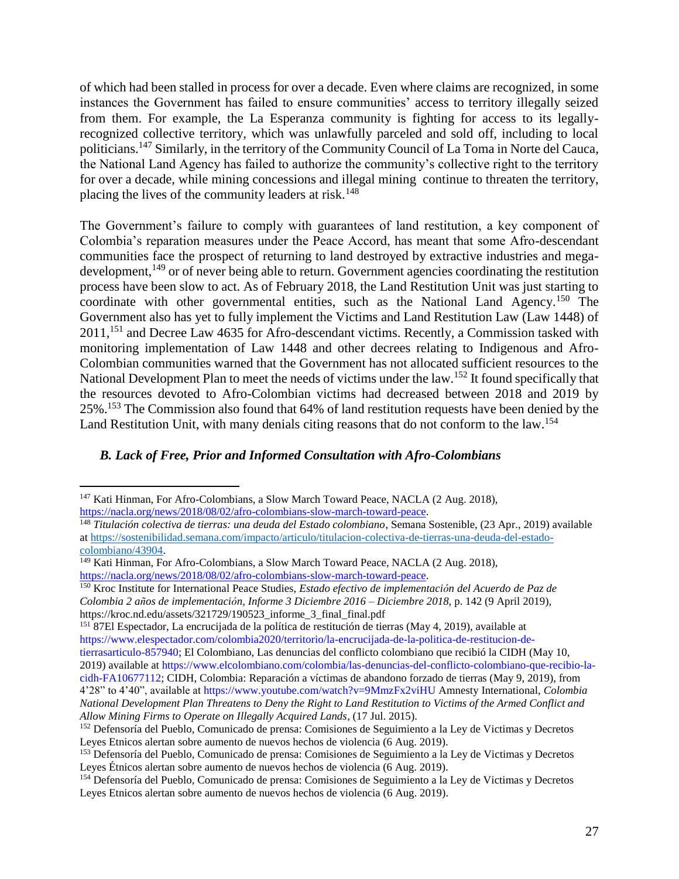of which had been stalled in process for over a decade. Even where claims are recognized, in some instances the Government has failed to ensure communities' access to territory illegally seized from them. For example, the La Esperanza community is fighting for access to its legally-recognized collective territory, which was unlawfully parceled and sold off, including to local politicians.[147] Similarly, in the territory of the Community Council of La Toma in Norte del Cauca, the National Land Agency has failed to authorize the community's collective right to the territory for over a decade, while mining concessions and illegal mining continue to threaten the territory, placing the lives of the community leaders at risk.[148]

The Government's failure to comply with guarantees of land restitution, a key component of Colombia's reparation measures under the Peace Accord, has meant that some Afro-descendant communities face the prospect of returning to land destroyed by extractive industries and mega-development,[149] or of never being able to return. Government agencies coordinating the restitution process have been slow to act. As of February 2018, the Land Restitution Unit was just starting to coordinate with other governmental entities, such as the National Land Agency.[150] The Government also has yet to fully implement the Victims and Land Restitution Law (Law 1448) of 2011,[151] and Decree Law 4635 for Afro-descendant victims. Recently, a Commission tasked with monitoring implementation of Law 1448 and other decrees relating to Indigenous and Afro-Colombian communities warned that the Government has not allocated sufficient resources to the National Development Plan to meet the needs of victims under the law.[152] It found specifically that the resources devoted to Afro-Colombian victims had decreased between 2018 and 2019 by 25%.[153] The Commission also found that 64% of land restitution requests have been denied by the Land Restitution Unit, with many denials citing reasons that do not conform to the law.[154]

### *B. Lack of Free, Prior and Informed Consultation with Afro-Colombians*

---

[147] Kati Hinman, For Afro-Colombians, a Slow March Toward Peace, NACLA (2 Aug. 2018), https://nacla.org/news/2018/08/02/afro-colombians-slow-march-toward-peace.

[148] *Titulación colectiva de tierras: una deuda del Estado colombiano*, Semana Sostenible, (23 Apr., 2019) available at https://sostenibilidad.semana.com/impacto/articulo/titulacion-colectiva-de-tierras-una-deuda-del-estado-colombiano/43904.

[149] Kati Hinman, For Afro-Colombians, a Slow March Toward Peace, NACLA (2 Aug. 2018), https://nacla.org/news/2018/08/02/afro-colombians-slow-march-toward-peace.

[150] Kroc Institute for International Peace Studies, *Estado efectivo de implementación del Acuerdo de Paz de Colombia 2 años de implementación, Informe 3 Diciembre 2016 – Diciembre 2018,* p. 142 (9 April 2019), https://kroc.nd.edu/assets/321729/190523_informe_3_final_final.pdf

[151] 87El Espectador, La encrucijada de la política de restitución de tierras (May 4, 2019), available at https://www.elespectador.com/colombia2020/territorio/la-encrucijada-de-la-politica-de-restitucion-de-tierrasarticulo-857940; El Colombiano, Las denuncias del conflicto colombiano que recibió la CIDH (May 10, 2019) available at https://www.elcolombiano.com/colombia/las-denuncias-del-conflicto-colombiano-que-recibio-la-cidh-FA10677112; CIDH, Colombia: Reparación a víctimas de abandono forzado de tierras (May 9, 2019), from 4'28" to 4'40", available at https://www.youtube.com/watch?v=9MmzFx2viHU Amnesty International, *Colombia National Development Plan Threatens to Deny the Right to Land Restitution to Victims of the Armed Conflict and Allow Mining Firms to Operate on Illegally Acquired Lands*, (17 Jul. 2015).

[152] Defensoría del Pueblo, Comunicado de prensa: Comisiones de Seguimiento a la Ley de Victimas y Decretos Leyes Etnicos alertan sobre aumento de nuevos hechos de violencia (6 Aug. 2019).

[153] Defensoría del Pueblo, Comunicado de prensa: Comisiones de Seguimiento a la Ley de Victimas y Decretos Leyes Étnicos alertan sobre aumento de nuevos hechos de violencia (6 Aug. 2019).

[154] Defensoría del Pueblo, Comunicado de prensa: Comisiones de Seguimiento a la Ley de Victimas y Decretos Leyes Etnicos alertan sobre aumento de nuevos hechos de violencia (6 Aug. 2019).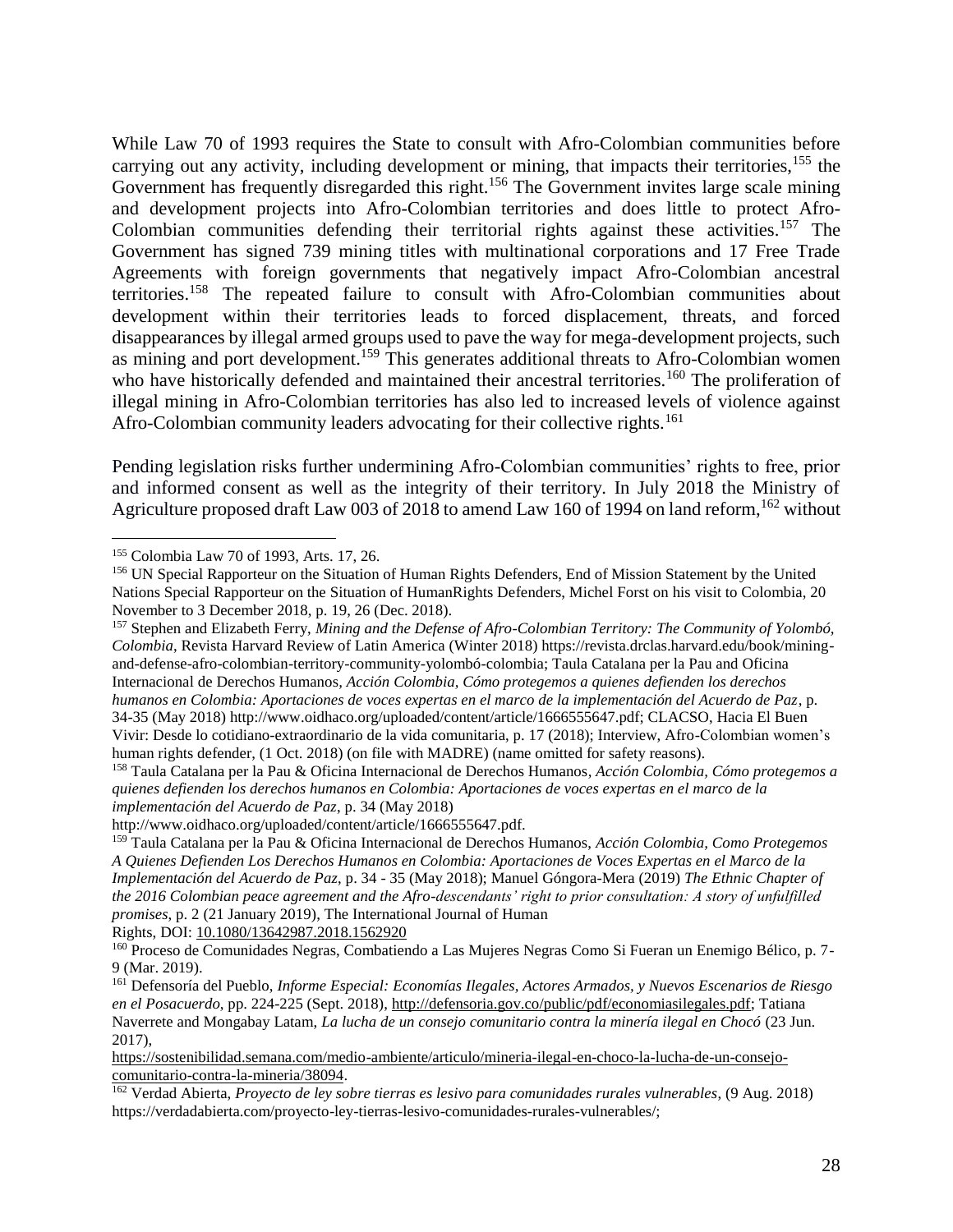While Law 70 of 1993 requires the State to consult with Afro-Colombian communities before carrying out any activity, including development or mining, that impacts their territories,[155] the Government has frequently disregarded this right.[156] The Government invites large scale mining and development projects into Afro-Colombian territories and does little to protect Afro-Colombian communities defending their territorial rights against these activities.[157] The Government has signed 739 mining titles with multinational corporations and 17 Free Trade Agreements with foreign governments that negatively impact Afro-Colombian ancestral territories.[158] The repeated failure to consult with Afro-Colombian communities about development within their territories leads to forced displacement, threats, and forced disappearances by illegal armed groups used to pave the way for mega-development projects, such as mining and port development.[159] This generates additional threats to Afro-Colombian women who have historically defended and maintained their ancestral territories.[160] The proliferation of illegal mining in Afro-Colombian territories has also led to increased levels of violence against Afro-Colombian community leaders advocating for their collective rights.[161]

Pending legislation risks further undermining Afro-Colombian communities' rights to free, prior and informed consent as well as the integrity of their territory. In July 2018 the Ministry of Agriculture proposed draft Law 003 of 2018 to amend Law 160 of 1994 on land reform,[162] without

---

[155] Colombia Law 70 of 1993, Arts. 17, 26.

[156] UN Special Rapporteur on the Situation of Human Rights Defenders, End of Mission Statement by the United Nations Special Rapporteur on the Situation of HumanRights Defenders, Michel Forst on his visit to Colombia, 20 November to 3 December 2018, p. 19, 26 (Dec. 2018).

[157] Stephen and Elizabeth Ferry, *Mining and the Defense of Afro-Colombian Territory: The Community of Yolombó, Colombia*, Revista Harvard Review of Latin America (Winter 2018) https://revista.drclas.harvard.edu/book/mining-and-defense-afro-colombian-territory-community-yolombó-colombia; Taula Catalana per la Pau and Oficina Internacional de Derechos Humanos, *Acción Colombia*, *Cómo protegemos a quienes defienden los derechos humanos en Colombia: Aportaciones de voces expertas en el marco de la implementación del Acuerdo de Paz*, p. 34-35 (May 2018) http://www.oidhaco.org/uploaded/content/article/1666555647.pdf; CLACSO, Hacia El Buen Vivir: Desde lo cotidiano-extraordinario de la vida comunitaria, p. 17 (2018); Interview, Afro-Colombian women's human rights defender, (1 Oct. 2018) (on file with MADRE) (name omitted for safety reasons).

[158] Taula Catalana per la Pau & Oficina Internacional de Derechos Humanos, *Acción Colombia, Cómo protegemos a quienes defienden los derechos humanos en Colombia: Aportaciones de voces expertas en el marco de la implementación del Acuerdo de Paz*, p. 34 (May 2018) http://www.oidhaco.org/uploaded/content/article/1666555647.pdf.

[159] Taula Catalana per la Pau & Oficina Internacional de Derechos Humanos, *Acción Colombia, Como Protegemos A Quienes Defienden Los Derechos Humanos en Colombia: Aportaciones de Voces Expertas en el Marco de la Implementación del Acuerdo de Paz*, p. 34 - 35 (May 2018); Manuel Góngora-Mera (2019) *The Ethnic Chapter of the 2016 Colombian peace agreement and the Afro-descendants' right to prior consultation: A story of unfulfilled promises*, p. 2 (21 January 2019), The International Journal of Human Rights, DOI: 10.1080/13642987.2018.1562920

[160] Proceso de Comunidades Negras, Combatiendo a Las Mujeres Negras Como Si Fueran un Enemigo Bélico, p. 7-9 (Mar. 2019).

[161] Defensoría del Pueblo, *Informe Especial: Economías Ilegales, Actores Armados, y Nuevos Escenarios de Riesgo en el Posacuerdo*, pp. 224-225 (Sept. 2018), http://defensoria.gov.co/public/pdf/economiasilegales.pdf; Tatiana Naverrete and Mongabay Latam, *La lucha de un consejo comunitario contra la minería ilegal en Chocó* (23 Jun. 2017), https://sostenibilidad.semana.com/medio-ambiente/articulo/mineria-ilegal-en-choco-la-lucha-de-un-consejo-comunitario-contra-la-mineria/38094.

[162] Verdad Abierta, *Proyecto de ley sobre tierras es lesivo para comunidades rurales vulnerables*, (9 Aug. 2018) https://verdadabierta.com/proyecto-ley-tierras-lesivo-comunidades-rurales-vulnerables/;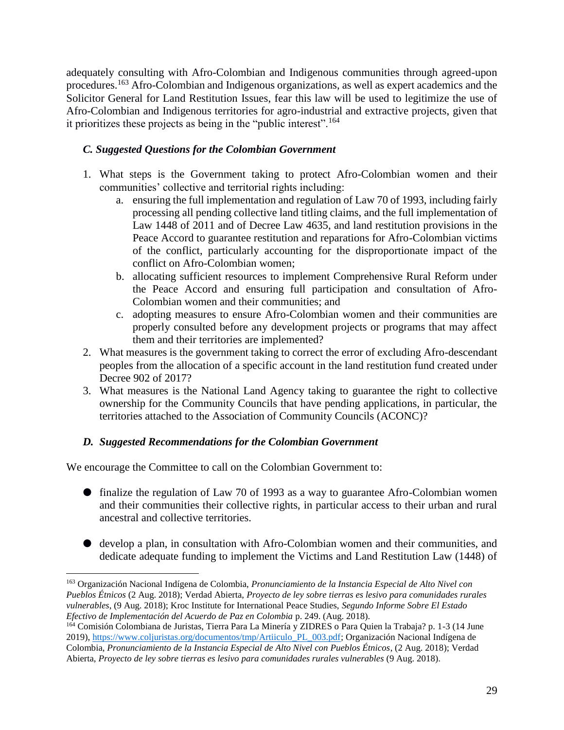adequately consulting with Afro-Colombian and Indigenous communities through agreed-upon procedures.[163] Afro-Colombian and Indigenous organizations, as well as expert academics and the Solicitor General for Land Restitution Issues, fear this law will be used to legitimize the use of Afro-Colombian and Indigenous territories for agro-industrial and extractive projects, given that it prioritizes these projects as being in the "public interest".[164]

### *C. Suggested Questions for the Colombian Government*

1. What steps is the Government taking to protect Afro-Colombian women and their communities' collective and territorial rights including:
   a. ensuring the full implementation and regulation of Law 70 of 1993, including fairly processing all pending collective land titling claims, and the full implementation of Law 1448 of 2011 and of Decree Law 4635, and land restitution provisions in the Peace Accord to guarantee restitution and reparations for Afro-Colombian victims of the conflict, particularly accounting for the disproportionate impact of the conflict on Afro-Colombian women;
   b. allocating sufficient resources to implement Comprehensive Rural Reform under the Peace Accord and ensuring full participation and consultation of Afro-Colombian women and their communities; and
   c. adopting measures to ensure Afro-Colombian women and their communities are properly consulted before any development projects or programs that may affect them and their territories are implemented?
2. What measures is the government taking to correct the error of excluding Afro-descendant peoples from the allocation of a specific account in the land restitution fund created under Decree 902 of 2017?
3. What measures is the National Land Agency taking to guarantee the right to collective ownership for the Community Councils that have pending applications, in particular, the territories attached to the Association of Community Councils (ACONC)?

### *D. Suggested Recommendations for the Colombian Government*

We encourage the Committee to call on the Colombian Government to:

- finalize the regulation of Law 70 of 1993 as a way to guarantee Afro-Colombian women and their communities their collective rights, in particular access to their urban and rural ancestral and collective territories.

- develop a plan, in consultation with Afro-Colombian women and their communities, and dedicate adequate funding to implement the Victims and Land Restitution Law (1448) of

---

[163] Organización Nacional Indígena de Colombia, *Pronunciamiento de la Instancia Especial de Alto Nivel con Pueblos Étnicos* (2 Aug. 2018); Verdad Abierta, *Proyecto de ley sobre tierras es lesivo para comunidades rurales vulnerables*, (9 Aug. 2018); Kroc Institute for International Peace Studies, *Segundo Informe Sobre El Estado Efectivo de Implementación del Acuerdo de Paz en Colombia* p. 249. (Aug. 2018).

[164] Comisión Colombiana de Juristas, Tierra Para La Minería y ZIDRES o Para Quien la Trabaja? p. 1-3 (14 June 2019), https://www.coljuristas.org/documentos/tmp/Artiiculo_PL_003.pdf; Organización Nacional Indígena de Colombia, *Pronunciamiento de la Instancia Especial de Alto Nivel con Pueblos Étnicos*, (2 Aug. 2018); Verdad Abierta, *Proyecto de ley sobre tierras es lesivo para comunidades rurales vulnerables* (9 Aug. 2018).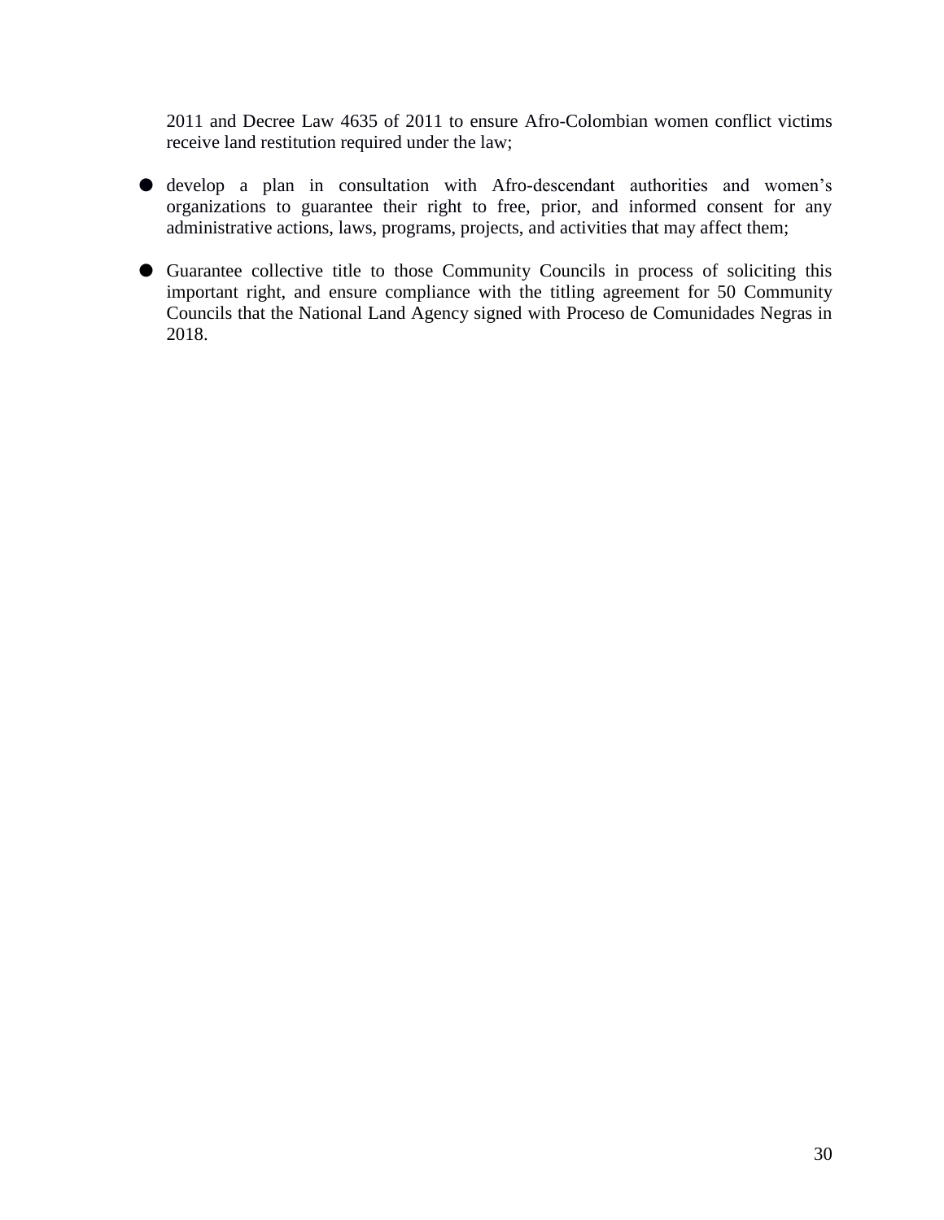2011 and Decree Law 4635 of 2011 to ensure Afro-Colombian women conflict victims receive land restitution required under the law;

- develop a plan in consultation with Afro-descendant authorities and women's organizations to guarantee their right to free, prior, and informed consent for any administrative actions, laws, programs, projects, and activities that may affect them;
- Guarantee collective title to those Community Councils in process of soliciting this important right, and ensure compliance with the titling agreement for 50 Community Councils that the National Land Agency signed with Proceso de Comunidades Negras in 2018.